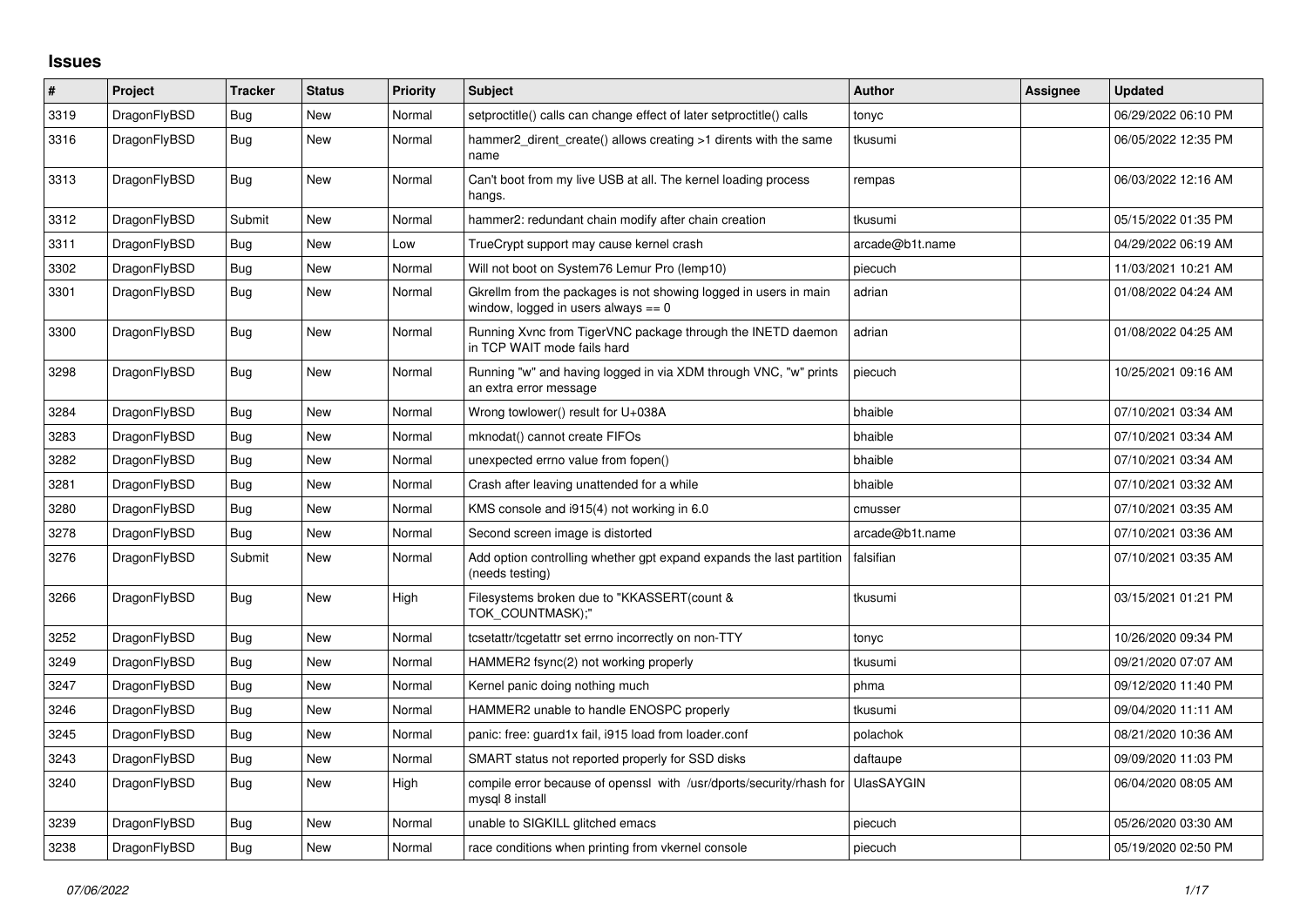# Issues

| # | Project | Tracker | Status | Priority | Subject | Author | Assignee | Updated |
|---|---|---|---|---|---|---|---|---|
| 3319 | DragonFlyBSD | Bug | New | Normal | setproctitle() calls can change effect of later setproctitle() calls | tonyc | | 06/29/2022 06:10 PM |
| 3316 | DragonFlyBSD | Bug | New | Normal | hammer2_dirent_create() allows creating >1 dirents with the same name | tkusumi | | 06/05/2022 12:35 PM |
| 3313 | DragonFlyBSD | Bug | New | Normal | Can't boot from my live USB at all. The kernel loading process hangs. | rempas | | 06/03/2022 12:16 AM |
| 3312 | DragonFlyBSD | Submit | New | Normal | hammer2: redundant chain modify after chain creation | tkusumi | | 05/15/2022 01:35 PM |
| 3311 | DragonFlyBSD | Bug | New | Low | TrueCrypt support may cause kernel crash | arcade@b1t.name | | 04/29/2022 06:19 AM |
| 3302 | DragonFlyBSD | Bug | New | Normal | Will not boot on System76 Lemur Pro (lemp10) | piecuch | | 11/03/2021 10:21 AM |
| 3301 | DragonFlyBSD | Bug | New | Normal | Gkrellm from the packages is not showing logged in users in main window, logged in users always == 0 | adrian | | 01/08/2022 04:24 AM |
| 3300 | DragonFlyBSD | Bug | New | Normal | Running Xvnc from TigerVNC package through the INETD daemon in TCP WAIT mode fails hard | adrian | | 01/08/2022 04:25 AM |
| 3298 | DragonFlyBSD | Bug | New | Normal | Running "w" and having logged in via XDM through VNC, "w" prints an extra error message | piecuch | | 10/25/2021 09:16 AM |
| 3284 | DragonFlyBSD | Bug | New | Normal | Wrong towlower() result for U+038A | bhaible | | 07/10/2021 03:34 AM |
| 3283 | DragonFlyBSD | Bug | New | Normal | mknodat() cannot create FIFOs | bhaible | | 07/10/2021 03:34 AM |
| 3282 | DragonFlyBSD | Bug | New | Normal | unexpected errno value from fopen() | bhaible | | 07/10/2021 03:34 AM |
| 3281 | DragonFlyBSD | Bug | New | Normal | Crash after leaving unattended for a while | bhaible | | 07/10/2021 03:32 AM |
| 3280 | DragonFlyBSD | Bug | New | Normal | KMS console and i915(4) not working in 6.0 | cmusser | | 07/10/2021 03:35 AM |
| 3278 | DragonFlyBSD | Bug | New | Normal | Second screen image is distorted | arcade@b1t.name | | 07/10/2021 03:36 AM |
| 3276 | DragonFlyBSD | Submit | New | Normal | Add option controlling whether gpt expand expands the last partition (needs testing) | falsifian | | 07/10/2021 03:35 AM |
| 3266 | DragonFlyBSD | Bug | New | High | Filesystems broken due to "KKASSERT(count & TOK_COUNTMASK);" | tkusumi | | 03/15/2021 01:21 PM |
| 3252 | DragonFlyBSD | Bug | New | Normal | tcsetattr/tcgetattr set errno incorrectly on non-TTY | tonyc | | 10/26/2020 09:34 PM |
| 3249 | DragonFlyBSD | Bug | New | Normal | HAMMER2 fsync(2) not working properly | tkusumi | | 09/21/2020 07:07 AM |
| 3247 | DragonFlyBSD | Bug | New | Normal | Kernel panic doing nothing much | phma | | 09/12/2020 11:40 PM |
| 3246 | DragonFlyBSD | Bug | New | Normal | HAMMER2 unable to handle ENOSPC properly | tkusumi | | 09/04/2020 11:11 AM |
| 3245 | DragonFlyBSD | Bug | New | Normal | panic: free: guard1x fail, i915 load from loader.conf | polachok | | 08/21/2020 10:36 AM |
| 3243 | DragonFlyBSD | Bug | New | Normal | SMART status not reported properly for SSD disks | daftaupe | | 09/09/2020 11:03 PM |
| 3240 | DragonFlyBSD | Bug | New | High | compile error because of openssl with /usr/dports/security/rhash for mysql 8 install | UlasSAYGIN | | 06/04/2020 08:05 AM |
| 3239 | DragonFlyBSD | Bug | New | Normal | unable to SIGKILL glitched emacs | piecuch | | 05/26/2020 03:30 AM |
| 3238 | DragonFlyBSD | Bug | New | Normal | race conditions when printing from vkernel console | piecuch | | 05/19/2020 02:50 PM |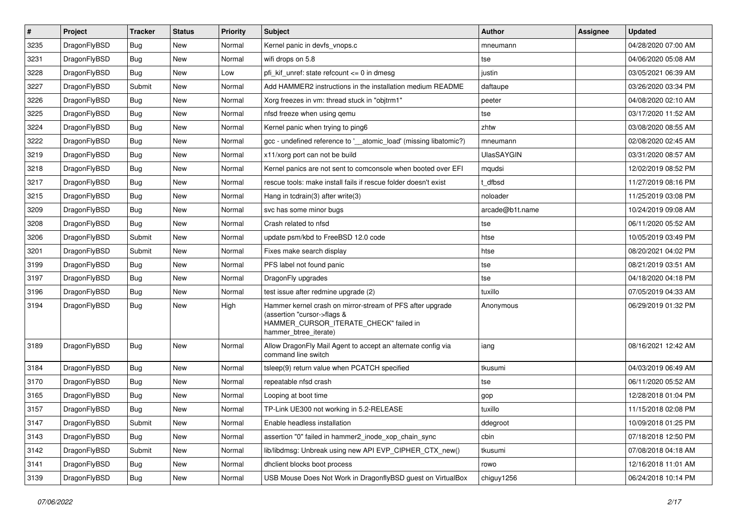| # | Project | Tracker | Status | Priority | Subject | Author | Assignee | Updated |
|---|---|---|---|---|---|---|---|---|
| 3235 | DragonFlyBSD | Bug | New | Normal | Kernel panic in devfs_vnops.c | mneumann | | 04/28/2020 07:00 AM |
| 3231 | DragonFlyBSD | Bug | New | Normal | wifi drops on 5.8 | tse | | 04/06/2020 05:08 AM |
| 3228 | DragonFlyBSD | Bug | New | Low | pfi_kif_unref: state refcount <= 0 in dmesg | justin | | 03/05/2021 06:39 AM |
| 3227 | DragonFlyBSD | Submit | New | Normal | Add HAMMER2 instructions in the installation medium README | daftaupe | | 03/26/2020 03:34 PM |
| 3226 | DragonFlyBSD | Bug | New | Normal | Xorg freezes in vm: thread stuck in "objtrm1" | peeter | | 04/08/2020 02:10 AM |
| 3225 | DragonFlyBSD | Bug | New | Normal | nfsd freeze when using qemu | tse | | 03/17/2020 11:52 AM |
| 3224 | DragonFlyBSD | Bug | New | Normal | Kernel panic when trying to ping6 | zhtw | | 03/08/2020 08:55 AM |
| 3222 | DragonFlyBSD | Bug | New | Normal | gcc - undefined reference to '__atomic_load' (missing libatomic?) | mneumann | | 02/08/2020 02:45 AM |
| 3219 | DragonFlyBSD | Bug | New | Normal | x11/xorg port can not be build | UlasSAYGIN | | 03/31/2020 08:57 AM |
| 3218 | DragonFlyBSD | Bug | New | Normal | Kernel panics are not sent to comconsole when booted over EFI | mqudsi | | 12/02/2019 08:52 PM |
| 3217 | DragonFlyBSD | Bug | New | Normal | rescue tools: make install fails if rescue folder doesn't exist | t_dfbsd | | 11/27/2019 08:16 PM |
| 3215 | DragonFlyBSD | Bug | New | Normal | Hang in tcdrain(3) after write(3) | noloader | | 11/25/2019 03:08 PM |
| 3209 | DragonFlyBSD | Bug | New | Normal | svc has some minor bugs | arcade@b1t.name | | 10/24/2019 09:08 AM |
| 3208 | DragonFlyBSD | Bug | New | Normal | Crash related to nfsd | tse | | 06/11/2020 05:52 AM |
| 3206 | DragonFlyBSD | Submit | New | Normal | update psm/kbd to FreeBSD 12.0 code | htse | | 10/05/2019 03:49 PM |
| 3201 | DragonFlyBSD | Submit | New | Normal | Fixes make search display | htse | | 08/20/2021 04:02 PM |
| 3199 | DragonFlyBSD | Bug | New | Normal | PFS label not found panic | tse | | 08/21/2019 03:51 AM |
| 3197 | DragonFlyBSD | Bug | New | Normal | DragonFly upgrades | tse | | 04/18/2020 04:18 PM |
| 3196 | DragonFlyBSD | Bug | New | Normal | test issue after redmine upgrade (2) | tuxillo | | 07/05/2019 04:33 AM |
| 3194 | DragonFlyBSD | Bug | New | High | Hammer kernel crash on mirror-stream of PFS after upgrade (assertion "cursor->flags & HAMMER_CURSOR_ITERATE_CHECK" failed in hammer_btree_iterate) | Anonymous | | 06/29/2019 01:32 PM |
| 3189 | DragonFlyBSD | Bug | New | Normal | Allow DragonFly Mail Agent to accept an alternate config via command line switch | iang | | 08/16/2021 12:42 AM |
| 3184 | DragonFlyBSD | Bug | New | Normal | tsleep(9) return value when PCATCH specified | tkusumi | | 04/03/2019 06:49 AM |
| 3170 | DragonFlyBSD | Bug | New | Normal | repeatable nfsd crash | tse | | 06/11/2020 05:52 AM |
| 3165 | DragonFlyBSD | Bug | New | Normal | Looping at boot time | gop | | 12/28/2018 01:04 PM |
| 3157 | DragonFlyBSD | Bug | New | Normal | TP-Link UE300 not working in 5.2-RELEASE | tuxillo | | 11/15/2018 02:08 PM |
| 3147 | DragonFlyBSD | Submit | New | Normal | Enable headless installation | ddegroot | | 10/09/2018 01:25 PM |
| 3143 | DragonFlyBSD | Bug | New | Normal | assertion "0" failed in hammer2_inode_xop_chain_sync | cbin | | 07/18/2018 12:50 PM |
| 3142 | DragonFlyBSD | Submit | New | Normal | lib/libdmsg: Unbreak using new API EVP_CIPHER_CTX_new() | tkusumi | | 07/08/2018 04:18 AM |
| 3141 | DragonFlyBSD | Bug | New | Normal | dhclient blocks boot process | rowo | | 12/16/2018 11:01 AM |
| 3139 | DragonFlyBSD | Bug | New | Normal | USB Mouse Does Not Work in DragonflyBSD guest on VirtualBox | chiguy1256 | | 06/24/2018 10:14 PM |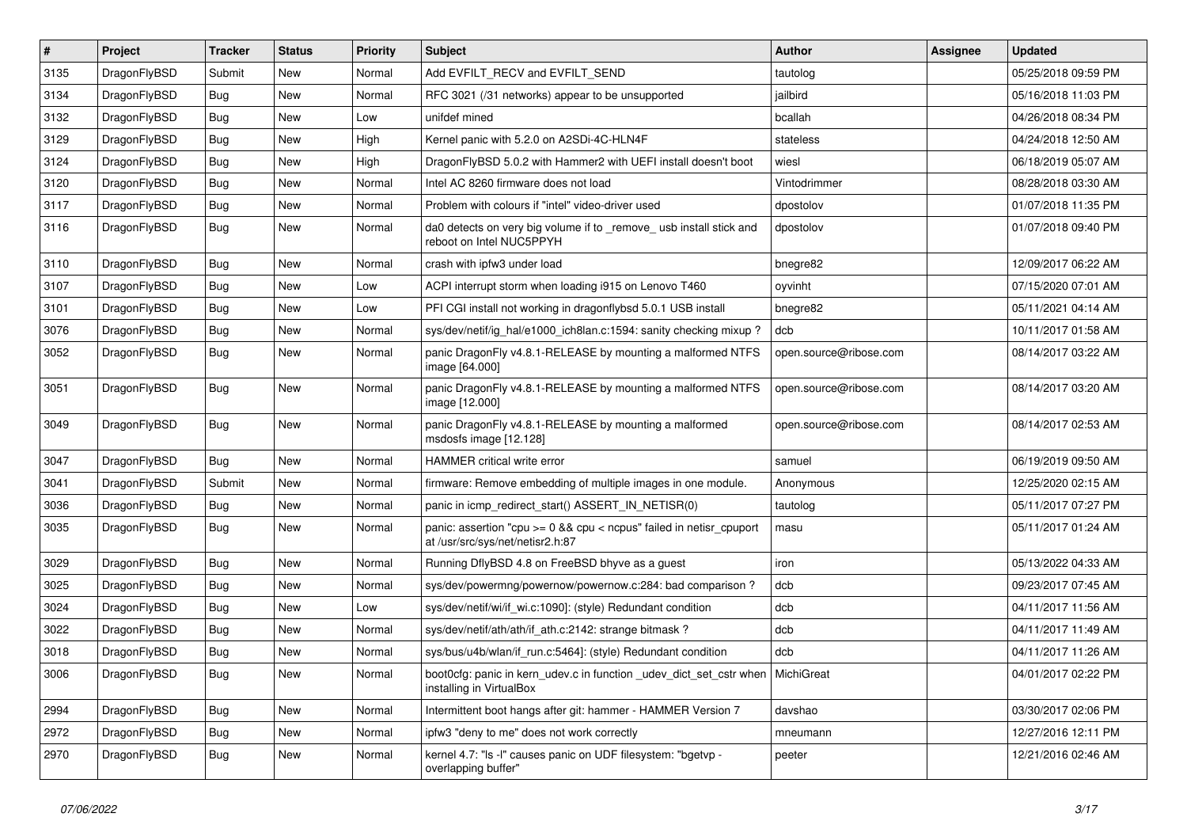| # | Project | Tracker | Status | Priority | Subject | Author | Assignee | Updated |
|---|---|---|---|---|---|---|---|---|
| 3135 | DragonFlyBSD | Submit | New | Normal | Add EVFILT_RECV and EVFILT_SEND | tautolog | | 05/25/2018 09:59 PM |
| 3134 | DragonFlyBSD | Bug | New | Normal | RFC 3021 (/31 networks) appear to be unsupported | jailbird | | 05/16/2018 11:03 PM |
| 3132 | DragonFlyBSD | Bug | New | Low | unifdef mined | bcallah | | 04/26/2018 08:34 PM |
| 3129 | DragonFlyBSD | Bug | New | High | Kernel panic with 5.2.0 on A2SDi-4C-HLN4F | stateless | | 04/24/2018 12:50 AM |
| 3124 | DragonFlyBSD | Bug | New | High | DragonFlyBSD 5.0.2 with Hammer2 with UEFI install doesn't boot | wiesl | | 06/18/2019 05:07 AM |
| 3120 | DragonFlyBSD | Bug | New | Normal | Intel AC 8260 firmware does not load | Vintodrimmer | | 08/28/2018 03:30 AM |
| 3117 | DragonFlyBSD | Bug | New | Normal | Problem with colours if "intel" video-driver used | dpostolov | | 01/07/2018 11:35 PM |
| 3116 | DragonFlyBSD | Bug | New | Normal | da0 detects on very big volume if to _remove_ usb install stick and reboot on Intel NUC5PPYH | dpostolov | | 01/07/2018 09:40 PM |
| 3110 | DragonFlyBSD | Bug | New | Normal | crash with ipfw3 under load | bnegre82 | | 12/09/2017 06:22 AM |
| 3107 | DragonFlyBSD | Bug | New | Low | ACPI interrupt storm when loading i915 on Lenovo T460 | oyvinht | | 07/15/2020 07:01 AM |
| 3101 | DragonFlyBSD | Bug | New | Low | PFI CGI install not working in dragonflybsd 5.0.1 USB install | bnegre82 | | 05/11/2021 04:14 AM |
| 3076 | DragonFlyBSD | Bug | New | Normal | sys/dev/netif/ig_hal/e1000_ich8lan.c:1594: sanity checking mixup ? | dcb | | 10/11/2017 01:58 AM |
| 3052 | DragonFlyBSD | Bug | New | Normal | panic DragonFly v4.8.1-RELEASE by mounting a malformed NTFS image [64.000] | open.source@ribose.com | | 08/14/2017 03:22 AM |
| 3051 | DragonFlyBSD | Bug | New | Normal | panic DragonFly v4.8.1-RELEASE by mounting a malformed NTFS image [12.000] | open.source@ribose.com | | 08/14/2017 03:20 AM |
| 3049 | DragonFlyBSD | Bug | New | Normal | panic DragonFly v4.8.1-RELEASE by mounting a malformed msdosfs image [12.128] | open.source@ribose.com | | 08/14/2017 02:53 AM |
| 3047 | DragonFlyBSD | Bug | New | Normal | HAMMER critical write error | samuel | | 06/19/2019 09:50 AM |
| 3041 | DragonFlyBSD | Submit | New | Normal | firmware: Remove embedding of multiple images in one module. | Anonymous | | 12/25/2020 02:15 AM |
| 3036 | DragonFlyBSD | Bug | New | Normal | panic in icmp_redirect_start() ASSERT_IN_NETISR(0) | tautolog | | 05/11/2017 07:27 PM |
| 3035 | DragonFlyBSD | Bug | New | Normal | panic: assertion "cpu >= 0 && cpu < ncpus" failed in netisr_cpuport at /usr/src/sys/net/netisr2.h:87 | masu | | 05/11/2017 01:24 AM |
| 3029 | DragonFlyBSD | Bug | New | Normal | Running DflyBSD 4.8 on FreeBSD bhyve as a guest | iron | | 05/13/2022 04:33 AM |
| 3025 | DragonFlyBSD | Bug | New | Normal | sys/dev/powermng/powernow/powernow.c:284: bad comparison ? | dcb | | 09/23/2017 07:45 AM |
| 3024 | DragonFlyBSD | Bug | New | Low | sys/dev/netif/wi/if_wi.c:1090]: (style) Redundant condition | dcb | | 04/11/2017 11:56 AM |
| 3022 | DragonFlyBSD | Bug | New | Normal | sys/dev/netif/ath/ath/if_ath.c:2142: strange bitmask ? | dcb | | 04/11/2017 11:49 AM |
| 3018 | DragonFlyBSD | Bug | New | Normal | sys/bus/u4b/wlan/if_run.c:5464]: (style) Redundant condition | dcb | | 04/11/2017 11:26 AM |
| 3006 | DragonFlyBSD | Bug | New | Normal | boot0cfg: panic in kern_udev.c in function _udev_dict_set_cstr when installing in VirtualBox | MichiGreat | | 04/01/2017 02:22 PM |
| 2994 | DragonFlyBSD | Bug | New | Normal | Intermittent boot hangs after git: hammer - HAMMER Version 7 | davshao | | 03/30/2017 02:06 PM |
| 2972 | DragonFlyBSD | Bug | New | Normal | ipfw3 "deny to me" does not work correctly | mneumann | | 12/27/2016 12:11 PM |
| 2970 | DragonFlyBSD | Bug | New | Normal | kernel 4.7: "ls -l" causes panic on UDF filesystem: "bgetvp - overlapping buffer" | peeter | | 12/21/2016 02:46 AM |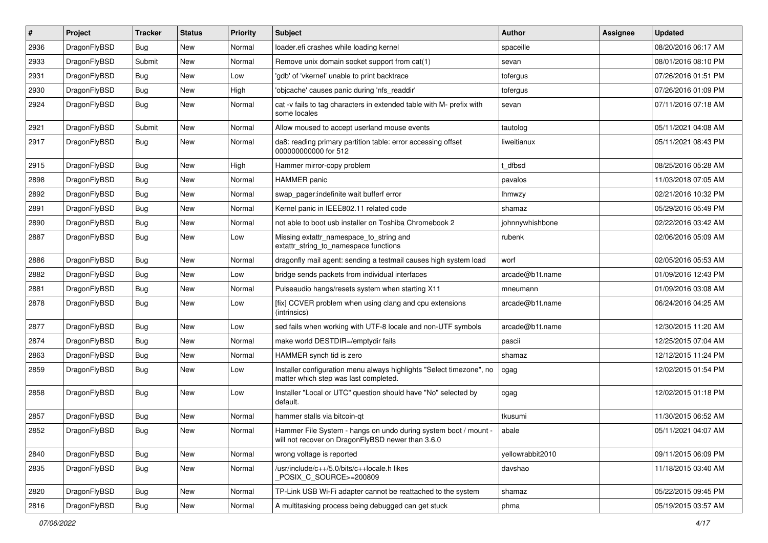| # | Project | Tracker | Status | Priority | Subject | Author | Assignee | Updated |
|---|---|---|---|---|---|---|---|---|
| 2936 | DragonFlyBSD | Bug | New | Normal | loader.efi crashes while loading kernel | spaceille | | 08/20/2016 06:17 AM |
| 2933 | DragonFlyBSD | Submit | New | Normal | Remove unix domain socket support from cat(1) | sevan | | 08/01/2016 08:10 PM |
| 2931 | DragonFlyBSD | Bug | New | Low | 'gdb' of 'vkernel' unable to print backtrace | tofergus | | 07/26/2016 01:51 PM |
| 2930 | DragonFlyBSD | Bug | New | High | 'objcache' causes panic during 'nfs_readdir' | tofergus | | 07/26/2016 01:09 PM |
| 2924 | DragonFlyBSD | Bug | New | Normal | cat -v fails to tag characters in extended table with M- prefix with some locales | sevan | | 07/11/2016 07:18 AM |
| 2921 | DragonFlyBSD | Submit | New | Normal | Allow moused to accept userland mouse events | tautolog | | 05/11/2021 04:08 AM |
| 2917 | DragonFlyBSD | Bug | New | Normal | da8: reading primary partition table: error accessing offset 000000000000 for 512 | liweitianux | | 05/11/2021 08:43 PM |
| 2915 | DragonFlyBSD | Bug | New | High | Hammer mirror-copy problem | t_dfbsd | | 08/25/2016 05:28 AM |
| 2898 | DragonFlyBSD | Bug | New | Normal | HAMMER panic | pavalos | | 11/03/2018 07:05 AM |
| 2892 | DragonFlyBSD | Bug | New | Normal | swap_pager:indefinite wait bufferf error | lhmwzy | | 02/21/2016 10:32 PM |
| 2891 | DragonFlyBSD | Bug | New | Normal | Kernel panic in IEEE802.11 related code | shamaz | | 05/29/2016 05:49 PM |
| 2890 | DragonFlyBSD | Bug | New | Normal | not able to boot usb installer on Toshiba Chromebook 2 | johnnywhishbone | | 02/22/2016 03:42 AM |
| 2887 | DragonFlyBSD | Bug | New | Low | Missing extattr_namespace_to_string and extattr_string_to_namespace functions | rubenk | | 02/06/2016 05:09 AM |
| 2886 | DragonFlyBSD | Bug | New | Normal | dragonfly mail agent: sending a testmail causes high system load | worf | | 02/05/2016 05:53 AM |
| 2882 | DragonFlyBSD | Bug | New | Low | bridge sends packets from individual interfaces | arcade@b1t.name | | 01/09/2016 12:43 PM |
| 2881 | DragonFlyBSD | Bug | New | Normal | Pulseaudio hangs/resets system when starting X11 | mneumann | | 01/09/2016 03:08 AM |
| 2878 | DragonFlyBSD | Bug | New | Low | [fix] CCVER problem when using clang and cpu extensions (intrinsics) | arcade@b1t.name | | 06/24/2016 04:25 AM |
| 2877 | DragonFlyBSD | Bug | New | Low | sed fails when working with UTF-8 locale and non-UTF symbols | arcade@b1t.name | | 12/30/2015 11:20 AM |
| 2874 | DragonFlyBSD | Bug | New | Normal | make world DESTDIR=/emptydir fails | pascii | | 12/25/2015 07:04 AM |
| 2863 | DragonFlyBSD | Bug | New | Normal | HAMMER synch tid is zero | shamaz | | 12/12/2015 11:24 PM |
| 2859 | DragonFlyBSD | Bug | New | Low | Installer configuration menu always highlights "Select timezone", no matter which step was last completed. | cgag | | 12/02/2015 01:54 PM |
| 2858 | DragonFlyBSD | Bug | New | Low | Installer "Local or UTC" question should have "No" selected by default. | cgag | | 12/02/2015 01:18 PM |
| 2857 | DragonFlyBSD | Bug | New | Normal | hammer stalls via bitcoin-qt | tkusumi | | 11/30/2015 06:52 AM |
| 2852 | DragonFlyBSD | Bug | New | Normal | Hammer File System - hangs on undo during system boot / mount - will not recover on DragonFlyBSD newer than 3.6.0 | abale | | 05/11/2021 04:07 AM |
| 2840 | DragonFlyBSD | Bug | New | Normal | wrong voltage is reported | yellowrabbit2010 | | 09/11/2015 06:09 PM |
| 2835 | DragonFlyBSD | Bug | New | Normal | /usr/include/c++/5.0/bits/c++locale.h likes _POSIX_C_SOURCE>=200809 | davshao | | 11/18/2015 03:40 AM |
| 2820 | DragonFlyBSD | Bug | New | Normal | TP-Link USB Wi-Fi adapter cannot be reattached to the system | shamaz | | 05/22/2015 09:45 PM |
| 2816 | DragonFlyBSD | Bug | New | Normal | A multitasking process being debugged can get stuck | phma | | 05/19/2015 03:57 AM |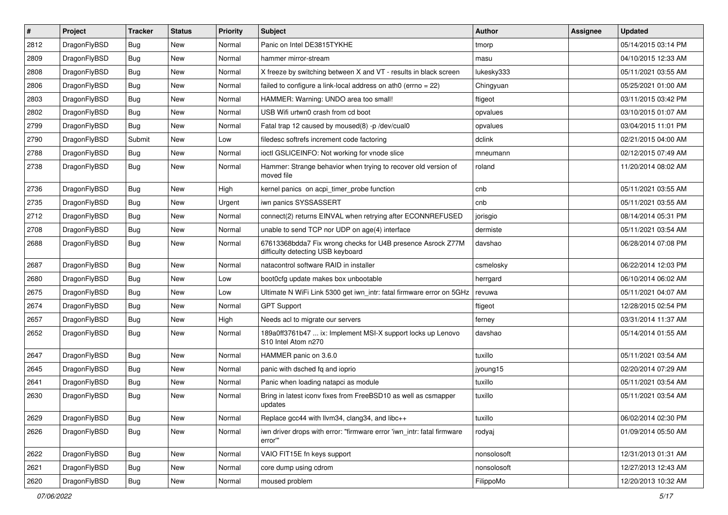| # | Project | Tracker | Status | Priority | Subject | Author | Assignee | Updated |
|---|---|---|---|---|---|---|---|---|
| 2812 | DragonFlyBSD | Bug | New | Normal | Panic on Intel DE3815TYKHE | tmorp | | 05/14/2015 03:14 PM |
| 2809 | DragonFlyBSD | Bug | New | Normal | hammer mirror-stream | masu | | 04/10/2015 12:33 AM |
| 2808 | DragonFlyBSD | Bug | New | Normal | X freeze by switching between X and VT - results in black screen | lukesky333 | | 05/11/2021 03:55 AM |
| 2806 | DragonFlyBSD | Bug | New | Normal | failed to configure a link-local address on ath0 (errno = 22) | Chingyuan | | 05/25/2021 01:00 AM |
| 2803 | DragonFlyBSD | Bug | New | Normal | HAMMER: Warning: UNDO area too small! | ftigeot | | 03/11/2015 03:42 PM |
| 2802 | DragonFlyBSD | Bug | New | Normal | USB Wifi urtwn0 crash from cd boot | opvalues | | 03/10/2015 01:07 AM |
| 2799 | DragonFlyBSD | Bug | New | Normal | Fatal trap 12 caused by moused(8) -p /dev/cual0 | opvalues | | 03/04/2015 11:01 PM |
| 2790 | DragonFlyBSD | Submit | New | Low | filedesc softrefs increment code factoring | dclink | | 02/21/2015 04:00 AM |
| 2788 | DragonFlyBSD | Bug | New | Normal | ioctl GSLICEINFO: Not working for vnode slice | mneumann | | 02/12/2015 07:49 AM |
| 2738 | DragonFlyBSD | Bug | New | Normal | Hammer: Strange behavior when trying to recover old version of moved file | roland | | 11/20/2014 08:02 AM |
| 2736 | DragonFlyBSD | Bug | New | High | kernel panics on acpi_timer_probe function | cnb | | 05/11/2021 03:55 AM |
| 2735 | DragonFlyBSD | Bug | New | Urgent | iwn panics SYSSASSERT | cnb | | 05/11/2021 03:55 AM |
| 2712 | DragonFlyBSD | Bug | New | Normal | connect(2) returns EINVAL when retrying after ECONNREFUSED | jorisgio | | 08/14/2014 05:31 PM |
| 2708 | DragonFlyBSD | Bug | New | Normal | unable to send TCP nor UDP on age(4) interface | dermiste | | 05/11/2021 03:54 AM |
| 2688 | DragonFlyBSD | Bug | New | Normal | 67613368bdda7 Fix wrong checks for U4B presence Asrock Z77M difficulty detecting USB keyboard | davshao | | 06/28/2014 07:08 PM |
| 2687 | DragonFlyBSD | Bug | New | Normal | natacontrol software RAID in installer | csmelosky | | 06/22/2014 12:03 PM |
| 2680 | DragonFlyBSD | Bug | New | Low | boot0cfg update makes box unbootable | herrgard | | 06/10/2014 06:02 AM |
| 2675 | DragonFlyBSD | Bug | New | Low | Ultimate N WiFi Link 5300 get iwn_intr: fatal firmware error on 5GHz | revuwa | | 05/11/2021 04:07 AM |
| 2674 | DragonFlyBSD | Bug | New | Normal | GPT Support | ftigeot | | 12/28/2015 02:54 PM |
| 2657 | DragonFlyBSD | Bug | New | High | Needs acl to migrate our servers | ferney | | 03/31/2014 11:37 AM |
| 2652 | DragonFlyBSD | Bug | New | Normal | 189a0ff3761b47 ... ix: Implement MSI-X support locks up Lenovo S10 Intel Atom n270 | davshao | | 05/14/2014 01:55 AM |
| 2647 | DragonFlyBSD | Bug | New | Normal | HAMMER panic on 3.6.0 | tuxillo | | 05/11/2021 03:54 AM |
| 2645 | DragonFlyBSD | Bug | New | Normal | panic with dsched fq and ioprio | jyoung15 | | 02/20/2014 07:29 AM |
| 2641 | DragonFlyBSD | Bug | New | Normal | Panic when loading natapci as module | tuxillo | | 05/11/2021 03:54 AM |
| 2630 | DragonFlyBSD | Bug | New | Normal | Bring in latest iconv fixes from FreeBSD10 as well as csmapper updates | tuxillo | | 05/11/2021 03:54 AM |
| 2629 | DragonFlyBSD | Bug | New | Normal | Replace gcc44 with llvm34, clang34, and libc++ | tuxillo | | 06/02/2014 02:30 PM |
| 2626 | DragonFlyBSD | Bug | New | Normal | iwn driver drops with error: "firmware error 'iwn_intr: fatal firmware error'" | rodyaj | | 01/09/2014 05:50 AM |
| 2622 | DragonFlyBSD | Bug | New | Normal | VAIO FIT15E fn keys support | nonsolosoft | | 12/31/2013 01:31 AM |
| 2621 | DragonFlyBSD | Bug | New | Normal | core dump using cdrom | nonsolosoft | | 12/27/2013 12:43 AM |
| 2620 | DragonFlyBSD | Bug | New | Normal | moused problem | FilippoMo | | 12/20/2013 10:32 AM |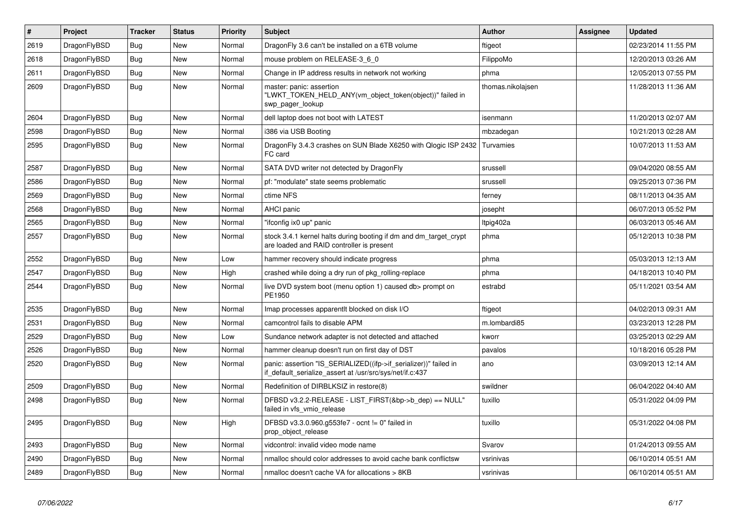| # | Project | Tracker | Status | Priority | Subject | Author | Assignee | Updated |
|---|---|---|---|---|---|---|---|---|
| 2619 | DragonFlyBSD | Bug | New | Normal | DragonFly 3.6 can't be installed on a 6TB volume | ftigeot | | 02/23/2014 11:55 PM |
| 2618 | DragonFlyBSD | Bug | New | Normal | mouse problem on RELEASE-3_6_0 | FilippoMo | | 12/20/2013 03:26 AM |
| 2611 | DragonFlyBSD | Bug | New | Normal | Change in IP address results in network not working | phma | | 12/05/2013 07:55 PM |
| 2609 | DragonFlyBSD | Bug | New | Normal | master: panic: assertion "LWKT_TOKEN_HELD_ANY(vm_object_token(object))" failed in swp_pager_lookup | thomas.nikolajsen | | 11/28/2013 11:36 AM |
| 2604 | DragonFlyBSD | Bug | New | Normal | dell laptop does not boot with LATEST | isenmann | | 11/20/2013 02:07 AM |
| 2598 | DragonFlyBSD | Bug | New | Normal | i386 via USB Booting | mbzadegan | | 10/21/2013 02:28 AM |
| 2595 | DragonFlyBSD | Bug | New | Normal | DragonFly 3.4.3 crashes on SUN Blade X6250 with Qlogic ISP 2432 FC card | Turvamies | | 10/07/2013 11:53 AM |
| 2587 | DragonFlyBSD | Bug | New | Normal | SATA DVD writer not detected by DragonFly | srussell | | 09/04/2020 08:55 AM |
| 2586 | DragonFlyBSD | Bug | New | Normal | pf: "modulate" state seems problematic | srussell | | 09/25/2013 07:36 PM |
| 2569 | DragonFlyBSD | Bug | New | Normal | ctime NFS | ferney | | 08/11/2013 04:35 AM |
| 2568 | DragonFlyBSD | Bug | New | Normal | AHCI panic | josepht | | 06/07/2013 05:52 PM |
| 2565 | DragonFlyBSD | Bug | New | Normal | "ifconfig ix0 up" panic | ltpig402a | | 06/03/2013 05:46 AM |
| 2557 | DragonFlyBSD | Bug | New | Normal | stock 3.4.1 kernel halts during booting if dm and dm_target_crypt are loaded and RAID controller is present | phma | | 05/12/2013 10:38 PM |
| 2552 | DragonFlyBSD | Bug | New | Low | hammer recovery should indicate progress | phma | | 05/03/2013 12:13 AM |
| 2547 | DragonFlyBSD | Bug | New | High | crashed while doing a dry run of pkg_rolling-replace | phma | | 04/18/2013 10:40 PM |
| 2544 | DragonFlyBSD | Bug | New | Normal | live DVD system boot (menu option 1) caused db> prompt on PE1950 | estrabd | | 05/11/2021 03:54 AM |
| 2535 | DragonFlyBSD | Bug | New | Normal | Imap processes apparentlt blocked on disk I/O | ftigeot | | 04/02/2013 09:31 AM |
| 2531 | DragonFlyBSD | Bug | New | Normal | camcontrol fails to disable APM | m.lombardi85 | | 03/23/2013 12:28 PM |
| 2529 | DragonFlyBSD | Bug | New | Low | Sundance network adapter is not detected and attached | kworr | | 03/25/2013 02:29 AM |
| 2526 | DragonFlyBSD | Bug | New | Normal | hammer cleanup doesn't run on first day of DST | pavalos | | 10/18/2016 05:28 PM |
| 2520 | DragonFlyBSD | Bug | New | Normal | panic: assertion "IS_SERIALIZED((ifp->if_serializer))" failed in if_default_serialize_assert at /usr/src/sys/net/if.c:437 | ano | | 03/09/2013 12:14 AM |
| 2509 | DragonFlyBSD | Bug | New | Normal | Redefinition of DIRBLKSIZ in restore(8) | swildner | | 06/04/2022 04:40 AM |
| 2498 | DragonFlyBSD | Bug | New | Normal | DFBSD v3.2.2-RELEASE - LIST_FIRST(&bp->b_dep) == NULL" failed in vfs_vmio_release | tuxillo | | 05/31/2022 04:09 PM |
| 2495 | DragonFlyBSD | Bug | New | High | DFBSD v3.3.0.960.g553fe7 - ocnt != 0" failed in prop_object_release | tuxillo | | 05/31/2022 04:08 PM |
| 2493 | DragonFlyBSD | Bug | New | Normal | vidcontrol: invalid video mode name | Svarov | | 01/24/2013 09:55 AM |
| 2490 | DragonFlyBSD | Bug | New | Normal | nmalloc should color addresses to avoid cache bank conflictsw | vsrinivas | | 06/10/2014 05:51 AM |
| 2489 | DragonFlyBSD | Bug | New | Normal | nmalloc doesn't cache VA for allocations > 8KB | vsrinivas | | 06/10/2014 05:51 AM |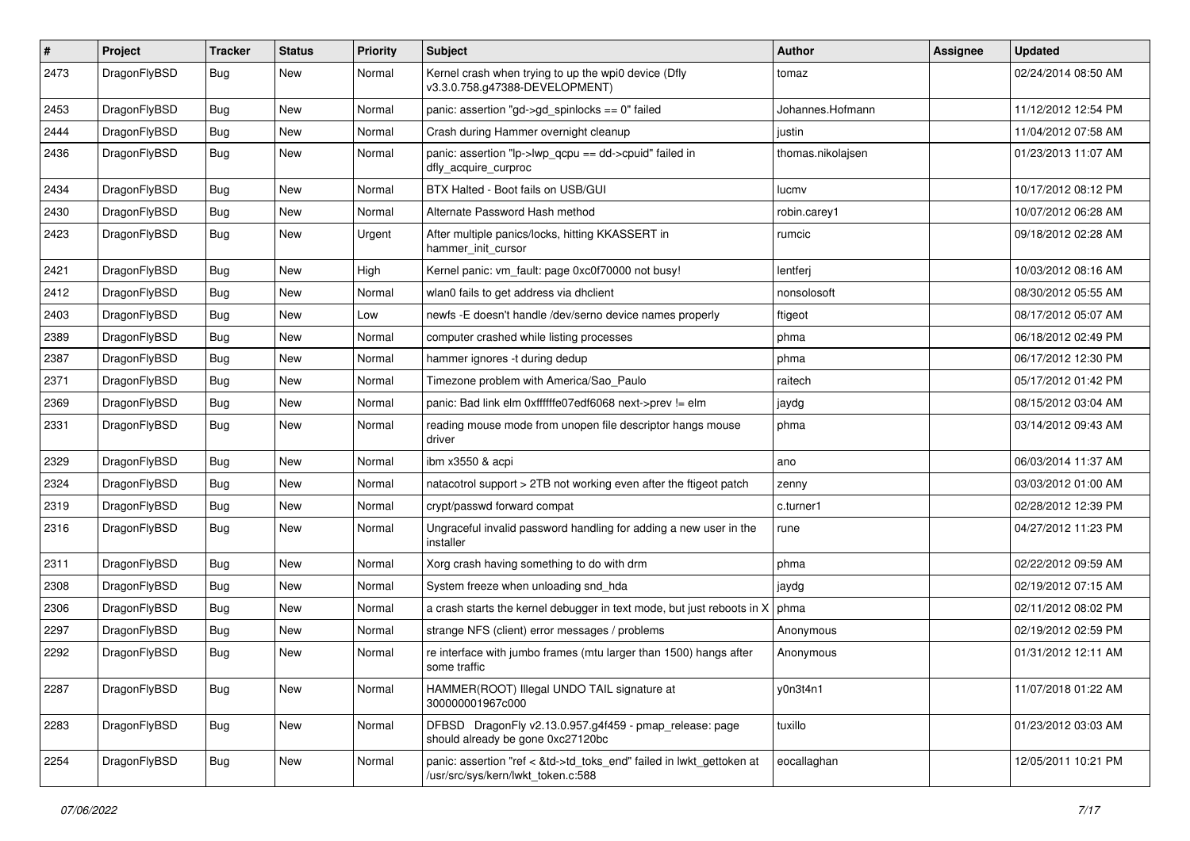| # | Project | Tracker | Status | Priority | Subject | Author | Assignee | Updated |
|---|---|---|---|---|---|---|---|---|
| 2473 | DragonFlyBSD | Bug | New | Normal | Kernel crash when trying to up the wpi0 device (Dfly v3.3.0.758.g47388-DEVELOPMENT) | tomaz | | 02/24/2014 08:50 AM |
| 2453 | DragonFlyBSD | Bug | New | Normal | panic: assertion "gd->gd_spinlocks == 0" failed | Johannes.Hofmann | | 11/12/2012 12:54 PM |
| 2444 | DragonFlyBSD | Bug | New | Normal | Crash during Hammer overnight cleanup | justin | | 11/04/2012 07:58 AM |
| 2436 | DragonFlyBSD | Bug | New | Normal | panic: assertion "lp->lwp_qcpu == dd->cpuid" failed in dfly_acquire_curproc | thomas.nikolajsen | | 01/23/2013 11:07 AM |
| 2434 | DragonFlyBSD | Bug | New | Normal | BTX Halted - Boot fails on USB/GUI | lucmv | | 10/17/2012 08:12 PM |
| 2430 | DragonFlyBSD | Bug | New | Normal | Alternate Password Hash method | robin.carey1 | | 10/07/2012 06:28 AM |
| 2423 | DragonFlyBSD | Bug | New | Urgent | After multiple panics/locks, hitting KKASSERT in hammer_init_cursor | rumcic | | 09/18/2012 02:28 AM |
| 2421 | DragonFlyBSD | Bug | New | High | Kernel panic: vm_fault: page 0xc0f70000 not busy! | lentferj | | 10/03/2012 08:16 AM |
| 2412 | DragonFlyBSD | Bug | New | Normal | wlan0 fails to get address via dhclient | nonsolosoft | | 08/30/2012 05:55 AM |
| 2403 | DragonFlyBSD | Bug | New | Low | newfs -E doesn't handle /dev/serno device names properly | ftigeot | | 08/17/2012 05:07 AM |
| 2389 | DragonFlyBSD | Bug | New | Normal | computer crashed while listing processes | phma | | 06/18/2012 02:49 PM |
| 2387 | DragonFlyBSD | Bug | New | Normal | hammer ignores -t during dedup | phma | | 06/17/2012 12:30 PM |
| 2371 | DragonFlyBSD | Bug | New | Normal | Timezone problem with America/Sao_Paulo | raitech | | 05/17/2012 01:42 PM |
| 2369 | DragonFlyBSD | Bug | New | Normal | panic: Bad link elm 0xffffffe07edf6068 next->prev != elm | jaydg | | 08/15/2012 03:04 AM |
| 2331 | DragonFlyBSD | Bug | New | Normal | reading mouse mode from unopen file descriptor hangs mouse driver | phma | | 03/14/2012 09:43 AM |
| 2329 | DragonFlyBSD | Bug | New | Normal | ibm x3550 & acpi | ano | | 06/03/2014 11:37 AM |
| 2324 | DragonFlyBSD | Bug | New | Normal | natacotrol support > 2TB not working even after the ftigeot patch | zenny | | 03/03/2012 01:00 AM |
| 2319 | DragonFlyBSD | Bug | New | Normal | crypt/passwd forward compat | c.turner1 | | 02/28/2012 12:39 PM |
| 2316 | DragonFlyBSD | Bug | New | Normal | Ungraceful invalid password handling for adding a new user in the installer | rune | | 04/27/2012 11:23 PM |
| 2311 | DragonFlyBSD | Bug | New | Normal | Xorg crash having something to do with drm | phma | | 02/22/2012 09:59 AM |
| 2308 | DragonFlyBSD | Bug | New | Normal | System freeze when unloading snd_hda | jaydg | | 02/19/2012 07:15 AM |
| 2306 | DragonFlyBSD | Bug | New | Normal | a crash starts the kernel debugger in text mode, but just reboots in X | phma | | 02/11/2012 08:02 PM |
| 2297 | DragonFlyBSD | Bug | New | Normal | strange NFS (client) error messages / problems | Anonymous | | 02/19/2012 02:59 PM |
| 2292 | DragonFlyBSD | Bug | New | Normal | re interface with jumbo frames (mtu larger than 1500) hangs after some traffic | Anonymous | | 01/31/2012 12:11 AM |
| 2287 | DragonFlyBSD | Bug | New | Normal | HAMMER(ROOT) Illegal UNDO TAIL signature at 300000001967c000 | y0n3t4n1 | | 11/07/2018 01:22 AM |
| 2283 | DragonFlyBSD | Bug | New | Normal | DFBSD DragonFly v2.13.0.957.g4f459 - pmap_release: page should already be gone 0xc27120bc | tuxillo | | 01/23/2012 03:03 AM |
| 2254 | DragonFlyBSD | Bug | New | Normal | panic: assertion "ref < &td->td_toks_end" failed in lwkt_gettoken at /usr/src/sys/kern/lwkt_token.c:588 | eocallaghan | | 12/05/2011 10:21 PM |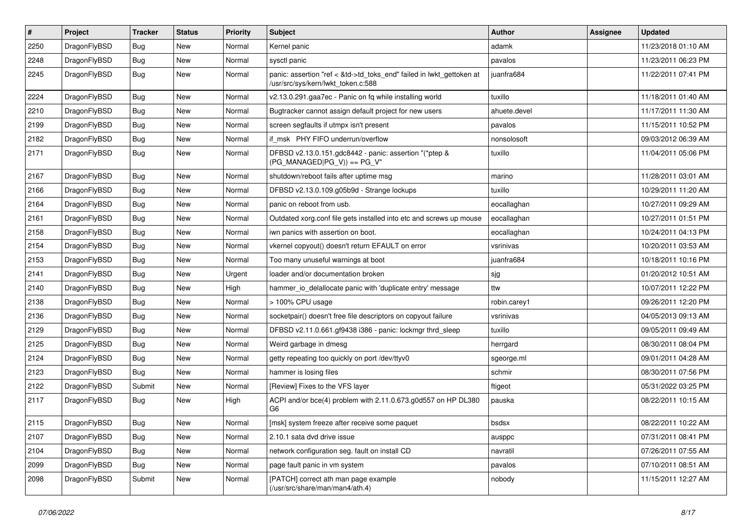| # | Project | Tracker | Status | Priority | Subject | Author | Assignee | Updated |
|---|---|---|---|---|---|---|---|---|
| 2250 | DragonFlyBSD | Bug | New | Normal | Kernel panic | adamk | | 11/23/2018 01:10 AM |
| 2248 | DragonFlyBSD | Bug | New | Normal | sysctl panic | pavalos | | 11/23/2011 06:23 PM |
| 2245 | DragonFlyBSD | Bug | New | Normal | panic: assertion "ref < &td->td_toks_end" failed in lwkt_gettoken at /usr/src/sys/kern/lwkt_token.c:588 | juanfra684 | | 11/22/2011 07:41 PM |
| 2224 | DragonFlyBSD | Bug | New | Normal | v2.13.0.291.gaa7ec - Panic on fq while installing world | tuxillo | | 11/18/2011 01:40 AM |
| 2210 | DragonFlyBSD | Bug | New | Normal | Bugtracker cannot assign default project for new users | ahuete.devel | | 11/17/2011 11:30 AM |
| 2199 | DragonFlyBSD | Bug | New | Normal | screen segfaults if utmpx isn't present | pavalos | | 11/15/2011 10:52 PM |
| 2182 | DragonFlyBSD | Bug | New | Normal | if_msk PHY FIFO underrun/overflow | nonsolosoft | | 09/03/2012 06:39 AM |
| 2171 | DragonFlyBSD | Bug | New | Normal | DFBSD v2.13.0.151.gdc8442 - panic: assertion "(*ptep & (PG_MANAGED\|PG_V)) == PG_V" | tuxillo | | 11/04/2011 05:06 PM |
| 2167 | DragonFlyBSD | Bug | New | Normal | shutdown/reboot fails after uptime msg | marino | | 11/28/2011 03:01 AM |
| 2166 | DragonFlyBSD | Bug | New | Normal | DFBSD v2.13.0.109.g05b9d - Strange lockups | tuxillo | | 10/29/2011 11:20 AM |
| 2164 | DragonFlyBSD | Bug | New | Normal | panic on reboot from usb. | eocallaghan | | 10/27/2011 09:29 AM |
| 2161 | DragonFlyBSD | Bug | New | Normal | Outdated xorg.conf file gets installed into etc and screws up mouse | eocallaghan | | 10/27/2011 01:51 PM |
| 2158 | DragonFlyBSD | Bug | New | Normal | iwn panics with assertion on boot. | eocallaghan | | 10/24/2011 04:13 PM |
| 2154 | DragonFlyBSD | Bug | New | Normal | vkernel copyout() doesn't return EFAULT on error | vsrinivas | | 10/20/2011 03:53 AM |
| 2153 | DragonFlyBSD | Bug | New | Normal | Too many unuseful warnings at boot | juanfra684 | | 10/18/2011 10:16 PM |
| 2141 | DragonFlyBSD | Bug | New | Urgent | loader and/or documentation broken | sjg | | 01/20/2012 10:51 AM |
| 2140 | DragonFlyBSD | Bug | New | High | hammer_io_delallocate panic with 'duplicate entry' message | ttw | | 10/07/2011 12:22 PM |
| 2138 | DragonFlyBSD | Bug | New | Normal | > 100% CPU usage | robin.carey1 | | 09/26/2011 12:20 PM |
| 2136 | DragonFlyBSD | Bug | New | Normal | socketpair() doesn't free file descriptors on copyout failure | vsrinivas | | 04/05/2013 09:13 AM |
| 2129 | DragonFlyBSD | Bug | New | Normal | DFBSD v2.11.0.661.gf9438 i386 - panic: lockmgr thrd_sleep | tuxillo | | 09/05/2011 09:49 AM |
| 2125 | DragonFlyBSD | Bug | New | Normal | Weird garbage in dmesg | herrgard | | 08/30/2011 08:04 PM |
| 2124 | DragonFlyBSD | Bug | New | Normal | getty repeating too quickly on port /dev/ttyv0 | sgeorge.ml | | 09/01/2011 04:28 AM |
| 2123 | DragonFlyBSD | Bug | New | Normal | hammer is losing files | schmir | | 08/30/2011 07:56 PM |
| 2122 | DragonFlyBSD | Submit | New | Normal | [Review] Fixes to the VFS layer | ftigeot | | 05/31/2022 03:25 PM |
| 2117 | DragonFlyBSD | Bug | New | High | ACPI and/or bce(4) problem with 2.11.0.673.g0d557 on HP DL380 G6 | pauska | | 08/22/2011 10:15 AM |
| 2115 | DragonFlyBSD | Bug | New | Normal | [msk] system freeze after receive some paquet | bsdsx | | 08/22/2011 10:22 AM |
| 2107 | DragonFlyBSD | Bug | New | Normal | 2.10.1 sata dvd drive issue | ausppc | | 07/31/2011 08:41 PM |
| 2104 | DragonFlyBSD | Bug | New | Normal | network configuration seg. fault on install CD | navratil | | 07/26/2011 07:55 AM |
| 2099 | DragonFlyBSD | Bug | New | Normal | page fault panic in vm system | pavalos | | 07/10/2011 08:51 AM |
| 2098 | DragonFlyBSD | Submit | New | Normal | [PATCH] correct ath man page example (/usr/src/share/man/man4/ath.4) | nobody | | 11/15/2011 12:27 AM |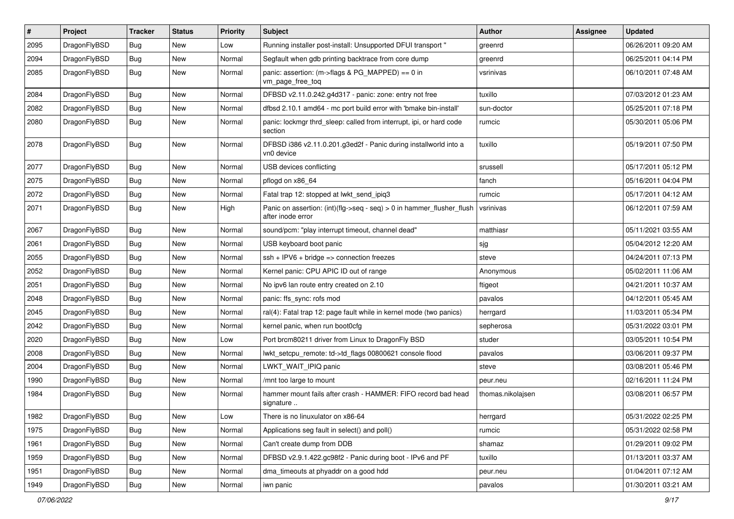| # | Project | Tracker | Status | Priority | Subject | Author | Assignee | Updated |
|---|---|---|---|---|---|---|---|---|
| 2095 | DragonFlyBSD | Bug | New | Low | Running installer post-install: Unsupported DFUI transport " | greenrd | | 06/26/2011 09:20 AM |
| 2094 | DragonFlyBSD | Bug | New | Normal | Segfault when gdb printing backtrace from core dump | greenrd | | 06/25/2011 04:14 PM |
| 2085 | DragonFlyBSD | Bug | New | Normal | panic: assertion: (m->flags & PG_MAPPED) == 0 in vm_page_free_toq | vsrinivas | | 06/10/2011 07:48 AM |
| 2084 | DragonFlyBSD | Bug | New | Normal | DFBSD v2.11.0.242.g4d317 - panic: zone: entry not free | tuxillo | | 07/03/2012 01:23 AM |
| 2082 | DragonFlyBSD | Bug | New | Normal | dfbsd 2.10.1 amd64 - mc port build error with 'bmake bin-install' | sun-doctor | | 05/25/2011 07:18 PM |
| 2080 | DragonFlyBSD | Bug | New | Normal | panic: lockmgr thrd_sleep: called from interrupt, ipi, or hard code section | rumcic | | 05/30/2011 05:06 PM |
| 2078 | DragonFlyBSD | Bug | New | Normal | DFBSD i386 v2.11.0.201.g3ed2f - Panic during installworld into a vn0 device | tuxillo | | 05/19/2011 07:50 PM |
| 2077 | DragonFlyBSD | Bug | New | Normal | USB devices conflicting | srussell | | 05/17/2011 05:12 PM |
| 2075 | DragonFlyBSD | Bug | New | Normal | pflogd on x86_64 | fanch | | 05/16/2011 04:04 PM |
| 2072 | DragonFlyBSD | Bug | New | Normal | Fatal trap 12: stopped at lwkt_send_ipiq3 | rumcic | | 05/17/2011 04:12 AM |
| 2071 | DragonFlyBSD | Bug | New | High | Panic on assertion: (int)(flg->seq - seq) > 0 in hammer_flusher_flush after inode error | vsrinivas | | 06/12/2011 07:59 AM |
| 2067 | DragonFlyBSD | Bug | New | Normal | sound/pcm: "play interrupt timeout, channel dead" | matthiasr | | 05/11/2021 03:55 AM |
| 2061 | DragonFlyBSD | Bug | New | Normal | USB keyboard boot panic | sjg | | 05/04/2012 12:20 AM |
| 2055 | DragonFlyBSD | Bug | New | Normal | ssh + IPV6 + bridge => connection freezes | steve | | 04/24/2011 07:13 PM |
| 2052 | DragonFlyBSD | Bug | New | Normal | Kernel panic: CPU APIC ID out of range | Anonymous | | 05/02/2011 11:06 AM |
| 2051 | DragonFlyBSD | Bug | New | Normal | No ipv6 lan route entry created on 2.10 | ftigeot | | 04/21/2011 10:37 AM |
| 2048 | DragonFlyBSD | Bug | New | Normal | panic: ffs_sync: rofs mod | pavalos | | 04/12/2011 05:45 AM |
| 2045 | DragonFlyBSD | Bug | New | Normal | ral(4): Fatal trap 12: page fault while in kernel mode (two panics) | herrgard | | 11/03/2011 05:34 PM |
| 2042 | DragonFlyBSD | Bug | New | Normal | kernel panic, when run boot0cfg | sepherosa | | 05/31/2022 03:01 PM |
| 2020 | DragonFlyBSD | Bug | New | Low | Port brcm80211 driver from Linux to DragonFly BSD | studer | | 03/05/2011 10:54 PM |
| 2008 | DragonFlyBSD | Bug | New | Normal | lwkt_setcpu_remote: td->td_flags 00800621 console flood | pavalos | | 03/06/2011 09:37 PM |
| 2004 | DragonFlyBSD | Bug | New | Normal | LWKT_WAIT_IPIQ panic | steve | | 03/08/2011 05:46 PM |
| 1990 | DragonFlyBSD | Bug | New | Normal | /mnt too large to mount | peur.neu | | 02/16/2011 11:24 PM |
| 1984 | DragonFlyBSD | Bug | New | Normal | hammer mount fails after crash - HAMMER: FIFO record bad head signature .. | thomas.nikolajsen | | 03/08/2011 06:57 PM |
| 1982 | DragonFlyBSD | Bug | New | Low | There is no linuxulator on x86-64 | herrgard | | 05/31/2022 02:25 PM |
| 1975 | DragonFlyBSD | Bug | New | Normal | Applications seg fault in select() and poll() | rumcic | | 05/31/2022 02:58 PM |
| 1961 | DragonFlyBSD | Bug | New | Normal | Can't create dump from DDB | shamaz | | 01/29/2011 09:02 PM |
| 1959 | DragonFlyBSD | Bug | New | Normal | DFBSD v2.9.1.422.gc98f2 - Panic during boot - IPv6 and PF | tuxillo | | 01/13/2011 03:37 AM |
| 1951 | DragonFlyBSD | Bug | New | Normal | dma_timeouts at phyaddr on a good hdd | peur.neu | | 01/04/2011 07:12 AM |
| 1949 | DragonFlyBSD | Bug | New | Normal | iwn panic | pavalos | | 01/30/2011 03:21 AM |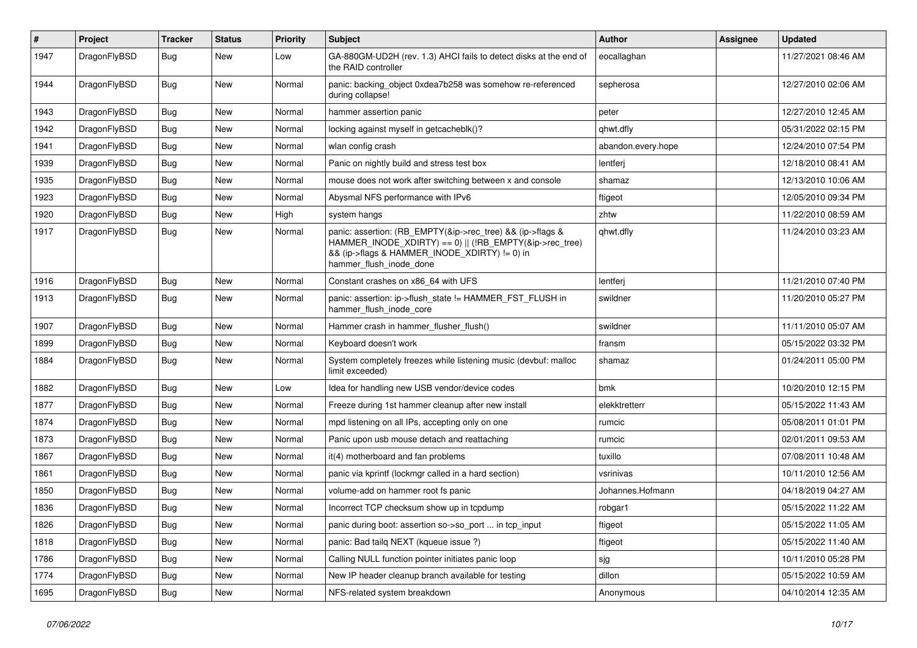| # | Project | Tracker | Status | Priority | Subject | Author | Assignee | Updated |
|---|---|---|---|---|---|---|---|---|
| 1947 | DragonFlyBSD | Bug | New | Low | GA-880GM-UD2H (rev. 1.3) AHCI fails to detect disks at the end of the RAID controller | eocallaghan | | 11/27/2021 08:46 AM |
| 1944 | DragonFlyBSD | Bug | New | Normal | panic: backing_object 0xdea7b258 was somehow re-referenced during collapse! | sepherosa | | 12/27/2010 02:06 AM |
| 1943 | DragonFlyBSD | Bug | New | Normal | hammer assertion panic | peter | | 12/27/2010 12:45 AM |
| 1942 | DragonFlyBSD | Bug | New | Normal | locking against myself in getcacheblk()? | qhwt.dfly | | 05/31/2022 02:15 PM |
| 1941 | DragonFlyBSD | Bug | New | Normal | wlan config crash | abandon.every.hope | | 12/24/2010 07:54 PM |
| 1939 | DragonFlyBSD | Bug | New | Normal | Panic on nightly build and stress test box | lentferj | | 12/18/2010 08:41 AM |
| 1935 | DragonFlyBSD | Bug | New | Normal | mouse does not work after switching between x and console | shamaz | | 12/13/2010 10:06 AM |
| 1923 | DragonFlyBSD | Bug | New | Normal | Abysmal NFS performance with IPv6 | ftigeot | | 12/05/2010 09:34 PM |
| 1920 | DragonFlyBSD | Bug | New | High | system hangs | zhtw | | 11/22/2010 08:59 AM |
| 1917 | DragonFlyBSD | Bug | New | Normal | panic: assertion: (RB_EMPTY(&ip->rec_tree) && (ip->flags & HAMMER_INODE_XDIRTY) == 0) \|\| (!RB_EMPTY(&ip->rec_tree) && (ip->flags & HAMMER_INODE_XDIRTY) != 0) in hammer_flush_inode_done | qhwt.dfly | | 11/24/2010 03:23 AM |
| 1916 | DragonFlyBSD | Bug | New | Normal | Constant crashes on x86_64 with UFS | lentferj | | 11/21/2010 07:40 PM |
| 1913 | DragonFlyBSD | Bug | New | Normal | panic: assertion: ip->flush_state != HAMMER_FST_FLUSH in hammer_flush_inode_core | swildner | | 11/20/2010 05:27 PM |
| 1907 | DragonFlyBSD | Bug | New | Normal | Hammer crash in hammer_flusher_flush() | swildner | | 11/11/2010 05:07 AM |
| 1899 | DragonFlyBSD | Bug | New | Normal | Keyboard doesn't work | fransm | | 05/15/2022 03:32 PM |
| 1884 | DragonFlyBSD | Bug | New | Normal | System completely freezes while listening music (devbuf: malloc limit exceeded) | shamaz | | 01/24/2011 05:00 PM |
| 1882 | DragonFlyBSD | Bug | New | Low | Idea for handling new USB vendor/device codes | bmk | | 10/20/2010 12:15 PM |
| 1877 | DragonFlyBSD | Bug | New | Normal | Freeze during 1st hammer cleanup after new install | elekktretterr | | 05/15/2022 11:43 AM |
| 1874 | DragonFlyBSD | Bug | New | Normal | mpd listening on all IPs, accepting only on one | rumcic | | 05/08/2011 01:01 PM |
| 1873 | DragonFlyBSD | Bug | New | Normal | Panic upon usb mouse detach and reattaching | rumcic | | 02/01/2011 09:53 AM |
| 1867 | DragonFlyBSD | Bug | New | Normal | it(4) motherboard and fan problems | tuxillo | | 07/08/2011 10:48 AM |
| 1861 | DragonFlyBSD | Bug | New | Normal | panic via kprintf (lockmgr called in a hard section) | vsrinivas | | 10/11/2010 12:56 AM |
| 1850 | DragonFlyBSD | Bug | New | Normal | volume-add on hammer root fs panic | Johannes.Hofmann | | 04/18/2019 04:27 AM |
| 1836 | DragonFlyBSD | Bug | New | Normal | Incorrect TCP checksum show up in tcpdump | robgar1 | | 05/15/2022 11:22 AM |
| 1826 | DragonFlyBSD | Bug | New | Normal | panic during boot: assertion so->so_port ... in tcp_input | ftigeot | | 05/15/2022 11:05 AM |
| 1818 | DragonFlyBSD | Bug | New | Normal | panic: Bad tailq NEXT (kqueue issue ?) | ftigeot | | 05/15/2022 11:40 AM |
| 1786 | DragonFlyBSD | Bug | New | Normal | Calling NULL function pointer initiates panic loop | sjg | | 10/11/2010 05:28 PM |
| 1774 | DragonFlyBSD | Bug | New | Normal | New IP header cleanup branch available for testing | dillon | | 05/15/2022 10:59 AM |
| 1695 | DragonFlyBSD | Bug | New | Normal | NFS-related system breakdown | Anonymous | | 04/10/2014 12:35 AM |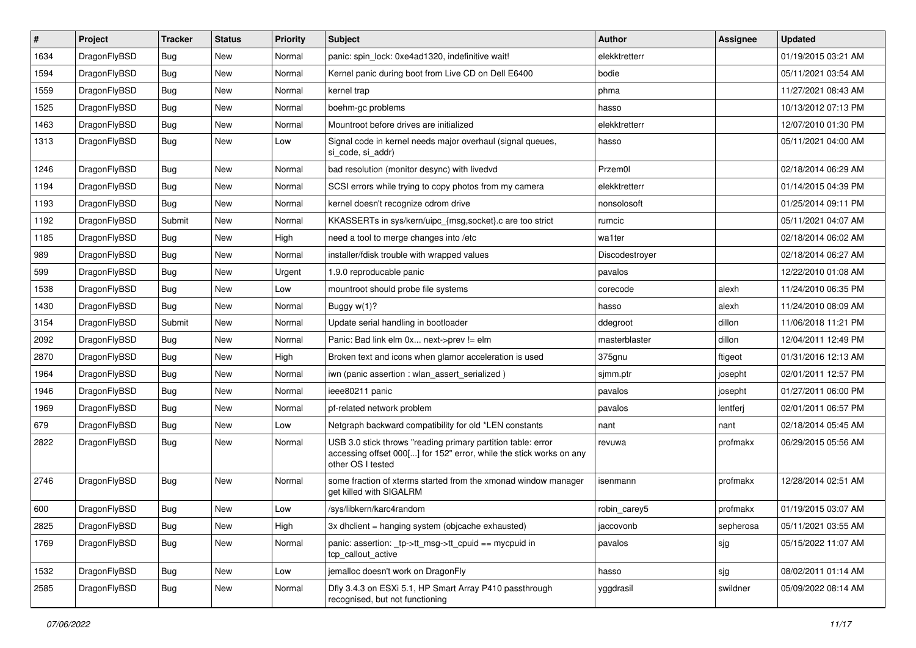| # | Project | Tracker | Status | Priority | Subject | Author | Assignee | Updated |
| --- | --- | --- | --- | --- | --- | --- | --- | --- |
| 1634 | DragonFlyBSD | Bug | New | Normal | panic: spin_lock: 0xe4ad1320, indefinitive wait! | elekktretterr | | 01/19/2015 03:21 AM |
| 1594 | DragonFlyBSD | Bug | New | Normal | Kernel panic during boot from Live CD on Dell E6400 | bodie | | 05/11/2021 03:54 AM |
| 1559 | DragonFlyBSD | Bug | New | Normal | kernel trap | phma | | 11/27/2021 08:43 AM |
| 1525 | DragonFlyBSD | Bug | New | Normal | boehm-gc problems | hasso | | 10/13/2012 07:13 PM |
| 1463 | DragonFlyBSD | Bug | New | Normal | Mountroot before drives are initialized | elekktretterr | | 12/07/2010 01:30 PM |
| 1313 | DragonFlyBSD | Bug | New | Low | Signal code in kernel needs major overhaul (signal queues, si_code, si_addr) | hasso | | 05/11/2021 04:00 AM |
| 1246 | DragonFlyBSD | Bug | New | Normal | bad resolution (monitor desync) with livedvd | Przem0l | | 02/18/2014 06:29 AM |
| 1194 | DragonFlyBSD | Bug | New | Normal | SCSI errors while trying to copy photos from my camera | elekktretterr | | 01/14/2015 04:39 PM |
| 1193 | DragonFlyBSD | Bug | New | Normal | kernel doesn't recognize cdrom drive | nonsolosoft | | 01/25/2014 09:11 PM |
| 1192 | DragonFlyBSD | Submit | New | Normal | KKASSERTs in sys/kern/uipc_{msg,socket}.c are too strict | rumcic | | 05/11/2021 04:07 AM |
| 1185 | DragonFlyBSD | Bug | New | High | need a tool to merge changes into /etc | wa1ter | | 02/18/2014 06:02 AM |
| 989 | DragonFlyBSD | Bug | New | Normal | installer/fdisk trouble with wrapped values | Discodestroyer | | 02/18/2014 06:27 AM |
| 599 | DragonFlyBSD | Bug | New | Urgent | 1.9.0 reproducable panic | pavalos | | 12/22/2010 01:08 AM |
| 1538 | DragonFlyBSD | Bug | New | Low | mountroot should probe file systems | corecode | alexh | 11/24/2010 06:35 PM |
| 1430 | DragonFlyBSD | Bug | New | Normal | Buggy w(1)? | hasso | alexh | 11/24/2010 08:09 AM |
| 3154 | DragonFlyBSD | Submit | New | Normal | Update serial handling in bootloader | ddegroot | dillon | 11/06/2018 11:21 PM |
| 2092 | DragonFlyBSD | Bug | New | Normal | Panic: Bad link elm 0x... next->prev != elm | masterblaster | dillon | 12/04/2011 12:49 PM |
| 2870 | DragonFlyBSD | Bug | New | High | Broken text and icons when glamor acceleration is used | 375gnu | ftigeot | 01/31/2016 12:13 AM |
| 1964 | DragonFlyBSD | Bug | New | Normal | iwn (panic assertion : wlan_assert_serialized ) | sjmm.ptr | josepht | 02/01/2011 12:57 PM |
| 1946 | DragonFlyBSD | Bug | New | Normal | ieee80211 panic | pavalos | josepht | 01/27/2011 06:00 PM |
| 1969 | DragonFlyBSD | Bug | New | Normal | pf-related network problem | pavalos | lentferj | 02/01/2011 06:57 PM |
| 679 | DragonFlyBSD | Bug | New | Low | Netgraph backward compatibility for old *LEN constants | nant | nant | 02/18/2014 05:45 AM |
| 2822 | DragonFlyBSD | Bug | New | Normal | USB 3.0 stick throws "reading primary partition table: error accessing offset 000[...] for 152" error, while the stick works on any other OS I tested | revuwa | profmakx | 06/29/2015 05:56 AM |
| 2746 | DragonFlyBSD | Bug | New | Normal | some fraction of xterms started from the xmonad window manager get killed with SIGALRM | isenmann | profmakx | 12/28/2014 02:51 AM |
| 600 | DragonFlyBSD | Bug | New | Low | /sys/libkern/karc4random | robin_carey5 | profmakx | 01/19/2015 03:07 AM |
| 2825 | DragonFlyBSD | Bug | New | High | 3x dhclient = hanging system (objcache exhausted) | jaccovonb | sepherosa | 05/11/2021 03:55 AM |
| 1769 | DragonFlyBSD | Bug | New | Normal | panic: assertion: _tp->tt_msg->tt_cpuid == mycpuid in tcp_callout_active | pavalos | sjg | 05/15/2022 11:07 AM |
| 1532 | DragonFlyBSD | Bug | New | Low | jemalloc doesn't work on DragonFly | hasso | sjg | 08/02/2011 01:14 AM |
| 2585 | DragonFlyBSD | Bug | New | Normal | Dfly 3.4.3 on ESXi 5.1, HP Smart Array P410 passthrough recognised, but not functioning | yggdrasil | swildner | 05/09/2022 08:14 AM |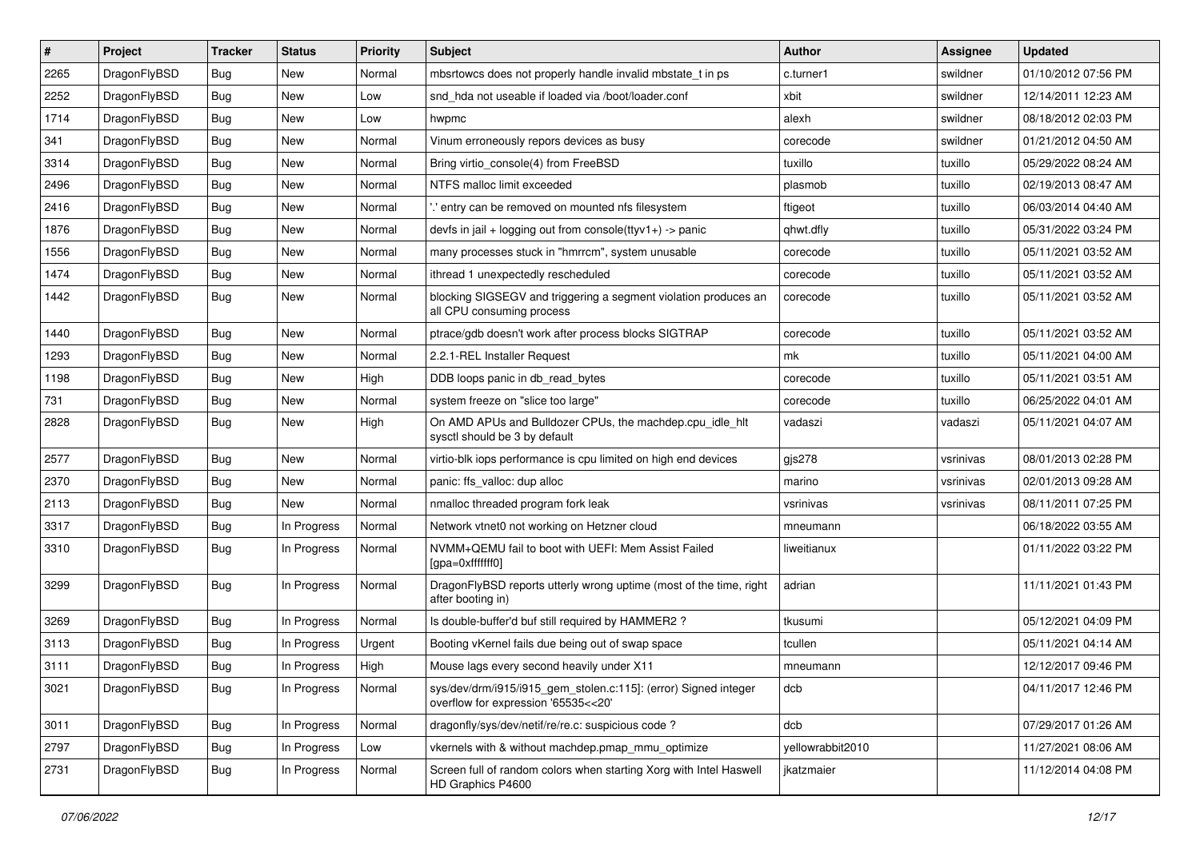| # | Project | Tracker | Status | Priority | Subject | Author | Assignee | Updated |
|---|---|---|---|---|---|---|---|---|
| 2265 | DragonFlyBSD | Bug | New | Normal | mbsrtowcs does not properly handle invalid mbstate_t in ps | c.turner1 | swildner | 01/10/2012 07:56 PM |
| 2252 | DragonFlyBSD | Bug | New | Low | snd_hda not useable if loaded via /boot/loader.conf | xbit | swildner | 12/14/2011 12:23 AM |
| 1714 | DragonFlyBSD | Bug | New | Low | hwpmc | alexh | swildner | 08/18/2012 02:03 PM |
| 341 | DragonFlyBSD | Bug | New | Normal | Vinum erroneously repors devices as busy | corecode | swildner | 01/21/2012 04:50 AM |
| 3314 | DragonFlyBSD | Bug | New | Normal | Bring virtio_console(4) from FreeBSD | tuxillo | tuxillo | 05/29/2022 08:24 AM |
| 2496 | DragonFlyBSD | Bug | New | Normal | NTFS malloc limit exceeded | plasmob | tuxillo | 02/19/2013 08:47 AM |
| 2416 | DragonFlyBSD | Bug | New | Normal | '.' entry can be removed on mounted nfs filesystem | ftigeot | tuxillo | 06/03/2014 04:40 AM |
| 1876 | DragonFlyBSD | Bug | New | Normal | devfs in jail + logging out from console(ttyv1+) -> panic | qhwt.dfly | tuxillo | 05/31/2022 03:24 PM |
| 1556 | DragonFlyBSD | Bug | New | Normal | many processes stuck in "hmrrcm", system unusable | corecode | tuxillo | 05/11/2021 03:52 AM |
| 1474 | DragonFlyBSD | Bug | New | Normal | ithread 1 unexpectedly rescheduled | corecode | tuxillo | 05/11/2021 03:52 AM |
| 1442 | DragonFlyBSD | Bug | New | Normal | blocking SIGSEGV and triggering a segment violation produces an all CPU consuming process | corecode | tuxillo | 05/11/2021 03:52 AM |
| 1440 | DragonFlyBSD | Bug | New | Normal | ptrace/gdb doesn't work after process blocks SIGTRAP | corecode | tuxillo | 05/11/2021 03:52 AM |
| 1293 | DragonFlyBSD | Bug | New | Normal | 2.2.1-REL Installer Request | mk | tuxillo | 05/11/2021 04:00 AM |
| 1198 | DragonFlyBSD | Bug | New | High | DDB loops panic in db_read_bytes | corecode | tuxillo | 05/11/2021 03:51 AM |
| 731 | DragonFlyBSD | Bug | New | Normal | system freeze on "slice too large" | corecode | tuxillo | 06/25/2022 04:01 AM |
| 2828 | DragonFlyBSD | Bug | New | High | On AMD APUs and Bulldozer CPUs, the machdep.cpu_idle_hlt sysctl should be 3 by default | vadaszi | vadaszi | 05/11/2021 04:07 AM |
| 2577 | DragonFlyBSD | Bug | New | Normal | virtio-blk iops performance is cpu limited on high end devices | gjs278 | vsrinivas | 08/01/2013 02:28 PM |
| 2370 | DragonFlyBSD | Bug | New | Normal | panic: ffs_valloc: dup alloc | marino | vsrinivas | 02/01/2013 09:28 AM |
| 2113 | DragonFlyBSD | Bug | New | Normal | nmalloc threaded program fork leak | vsrinivas | vsrinivas | 08/11/2011 07:25 PM |
| 3317 | DragonFlyBSD | Bug | In Progress | Normal | Network vtnet0 not working on Hetzner cloud | mneumann | | 06/18/2022 03:55 AM |
| 3310 | DragonFlyBSD | Bug | In Progress | Normal | NVMM+QEMU fail to boot with UEFI: Mem Assist Failed [gpa=0xfffffff0] | liweitianux | | 01/11/2022 03:22 PM |
| 3299 | DragonFlyBSD | Bug | In Progress | Normal | DragonFlyBSD reports utterly wrong uptime (most of the time, right after booting in) | adrian | | 11/11/2021 01:43 PM |
| 3269 | DragonFlyBSD | Bug | In Progress | Normal | Is double-buffer'd buf still required by HAMMER2 ? | tkusumi | | 05/12/2021 04:09 PM |
| 3113 | DragonFlyBSD | Bug | In Progress | Urgent | Booting vKernel fails due being out of swap space | tcullen | | 05/11/2021 04:14 AM |
| 3111 | DragonFlyBSD | Bug | In Progress | High | Mouse lags every second heavily under X11 | mneumann | | 12/12/2017 09:46 PM |
| 3021 | DragonFlyBSD | Bug | In Progress | Normal | sys/dev/drm/i915/i915_gem_stolen.c:115]: (error) Signed integer overflow for expression '65535<<20' | dcb | | 04/11/2017 12:46 PM |
| 3011 | DragonFlyBSD | Bug | In Progress | Normal | dragonfly/sys/dev/netif/re/re.c: suspicious code ? | dcb | | 07/29/2017 01:26 AM |
| 2797 | DragonFlyBSD | Bug | In Progress | Low | vkernels with & without machdep.pmap_mmu_optimize | yellowrabbit2010 | | 11/27/2021 08:06 AM |
| 2731 | DragonFlyBSD | Bug | In Progress | Normal | Screen full of random colors when starting Xorg with Intel Haswell HD Graphics P4600 | jkatzmaier | | 11/12/2014 04:08 PM |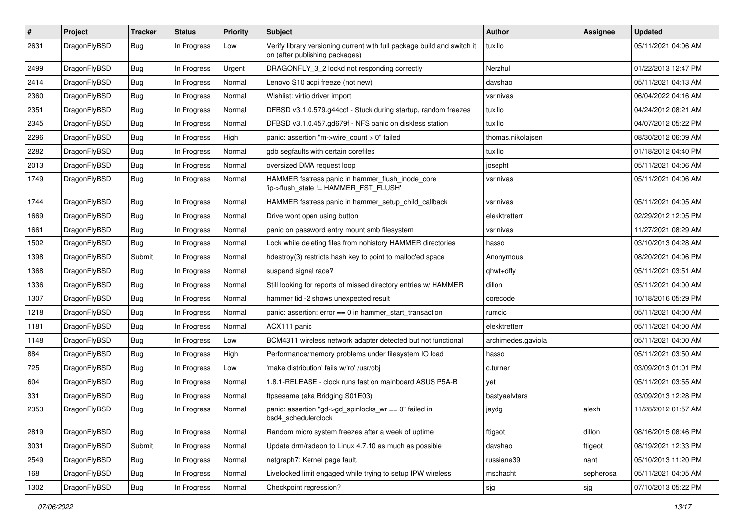| # | Project | Tracker | Status | Priority | Subject | Author | Assignee | Updated |
|---|---|---|---|---|---|---|---|---|
| 2631 | DragonFlyBSD | Bug | In Progress | Low | Verify library versioning current with full package build and switch it on (after publishing packages) | tuxillo | | 05/11/2021 04:06 AM |
| 2499 | DragonFlyBSD | Bug | In Progress | Urgent | DRAGONFLY_3_2 lockd not responding correctly | Nerzhul | | 01/22/2013 12:47 PM |
| 2414 | DragonFlyBSD | Bug | In Progress | Normal | Lenovo S10 acpi freeze (not new) | davshao | | 05/11/2021 04:13 AM |
| 2360 | DragonFlyBSD | Bug | In Progress | Normal | Wishlist: virtio driver import | vsrinivas | | 06/04/2022 04:16 AM |
| 2351 | DragonFlyBSD | Bug | In Progress | Normal | DFBSD v3.1.0.579.g44ccf - Stuck during startup, random freezes | tuxillo | | 04/24/2012 08:21 AM |
| 2345 | DragonFlyBSD | Bug | In Progress | Normal | DFBSD v3.1.0.457.gd679f - NFS panic on diskless station | tuxillo | | 04/07/2012 05:22 PM |
| 2296 | DragonFlyBSD | Bug | In Progress | High | panic: assertion "m->wire_count > 0" failed | thomas.nikolajsen | | 08/30/2012 06:09 AM |
| 2282 | DragonFlyBSD | Bug | In Progress | Normal | gdb segfaults with certain corefiles | tuxillo | | 01/18/2012 04:40 PM |
| 2013 | DragonFlyBSD | Bug | In Progress | Normal | oversized DMA request loop | josepht | | 05/11/2021 04:06 AM |
| 1749 | DragonFlyBSD | Bug | In Progress | Normal | HAMMER fsstress panic in hammer_flush_inode_core 'ip->flush_state != HAMMER_FST_FLUSH' | vsrinivas | | 05/11/2021 04:06 AM |
| 1744 | DragonFlyBSD | Bug | In Progress | Normal | HAMMER fsstress panic in hammer_setup_child_callback | vsrinivas | | 05/11/2021 04:05 AM |
| 1669 | DragonFlyBSD | Bug | In Progress | Normal | Drive wont open using button | elekktretterr | | 02/29/2012 12:05 PM |
| 1661 | DragonFlyBSD | Bug | In Progress | Normal | panic on password entry mount smb filesystem | vsrinivas | | 11/27/2021 08:29 AM |
| 1502 | DragonFlyBSD | Bug | In Progress | Normal | Lock while deleting files from nohistory HAMMER directories | hasso | | 03/10/2013 04:28 AM |
| 1398 | DragonFlyBSD | Submit | In Progress | Normal | hdestroy(3) restricts hash key to point to malloc'ed space | Anonymous | | 08/20/2021 04:06 PM |
| 1368 | DragonFlyBSD | Bug | In Progress | Normal | suspend signal race? | qhwt+dfly | | 05/11/2021 03:51 AM |
| 1336 | DragonFlyBSD | Bug | In Progress | Normal | Still looking for reports of missed directory entries w/ HAMMER | dillon | | 05/11/2021 04:00 AM |
| 1307 | DragonFlyBSD | Bug | In Progress | Normal | hammer tid -2 shows unexpected result | corecode | | 10/18/2016 05:29 PM |
| 1218 | DragonFlyBSD | Bug | In Progress | Normal | panic: assertion: error == 0 in hammer_start_transaction | rumcic | | 05/11/2021 04:00 AM |
| 1181 | DragonFlyBSD | Bug | In Progress | Normal | ACX111 panic | elekktretterr | | 05/11/2021 04:00 AM |
| 1148 | DragonFlyBSD | Bug | In Progress | Low | BCM4311 wireless network adapter detected but not functional | archimedes.gaviola | | 05/11/2021 04:00 AM |
| 884 | DragonFlyBSD | Bug | In Progress | High | Performance/memory problems under filesystem IO load | hasso | | 05/11/2021 03:50 AM |
| 725 | DragonFlyBSD | Bug | In Progress | Low | 'make distribution' fails w/'ro' /usr/obj | c.turner | | 03/09/2013 01:01 PM |
| 604 | DragonFlyBSD | Bug | In Progress | Normal | 1.8.1-RELEASE - clock runs fast on mainboard ASUS P5A-B | yeti | | 05/11/2021 03:55 AM |
| 331 | DragonFlyBSD | Bug | In Progress | Normal | ftpsesame (aka Bridging S01E03) | bastyaelvtars | | 03/09/2013 12:28 PM |
| 2353 | DragonFlyBSD | Bug | In Progress | Normal | panic: assertion "gd->gd_spinlocks_wr == 0" failed in bsd4_schedulerclock | jaydg | alexh | 11/28/2012 01:57 AM |
| 2819 | DragonFlyBSD | Bug | In Progress | Normal | Random micro system freezes after a week of uptime | ftigeot | dillon | 08/16/2015 08:46 PM |
| 3031 | DragonFlyBSD | Submit | In Progress | Normal | Update drm/radeon to Linux 4.7.10 as much as possible | davshao | ftigeot | 08/19/2021 12:33 PM |
| 2549 | DragonFlyBSD | Bug | In Progress | Normal | netgraph7: Kernel page fault. | russiane39 | nant | 05/10/2013 11:20 PM |
| 168 | DragonFlyBSD | Bug | In Progress | Normal | Livelocked limit engaged while trying to setup IPW wireless | mschacht | sepherosa | 05/11/2021 04:05 AM |
| 1302 | DragonFlyBSD | Bug | In Progress | Normal | Checkpoint regression? | sjg | sjg | 07/10/2013 05:22 PM |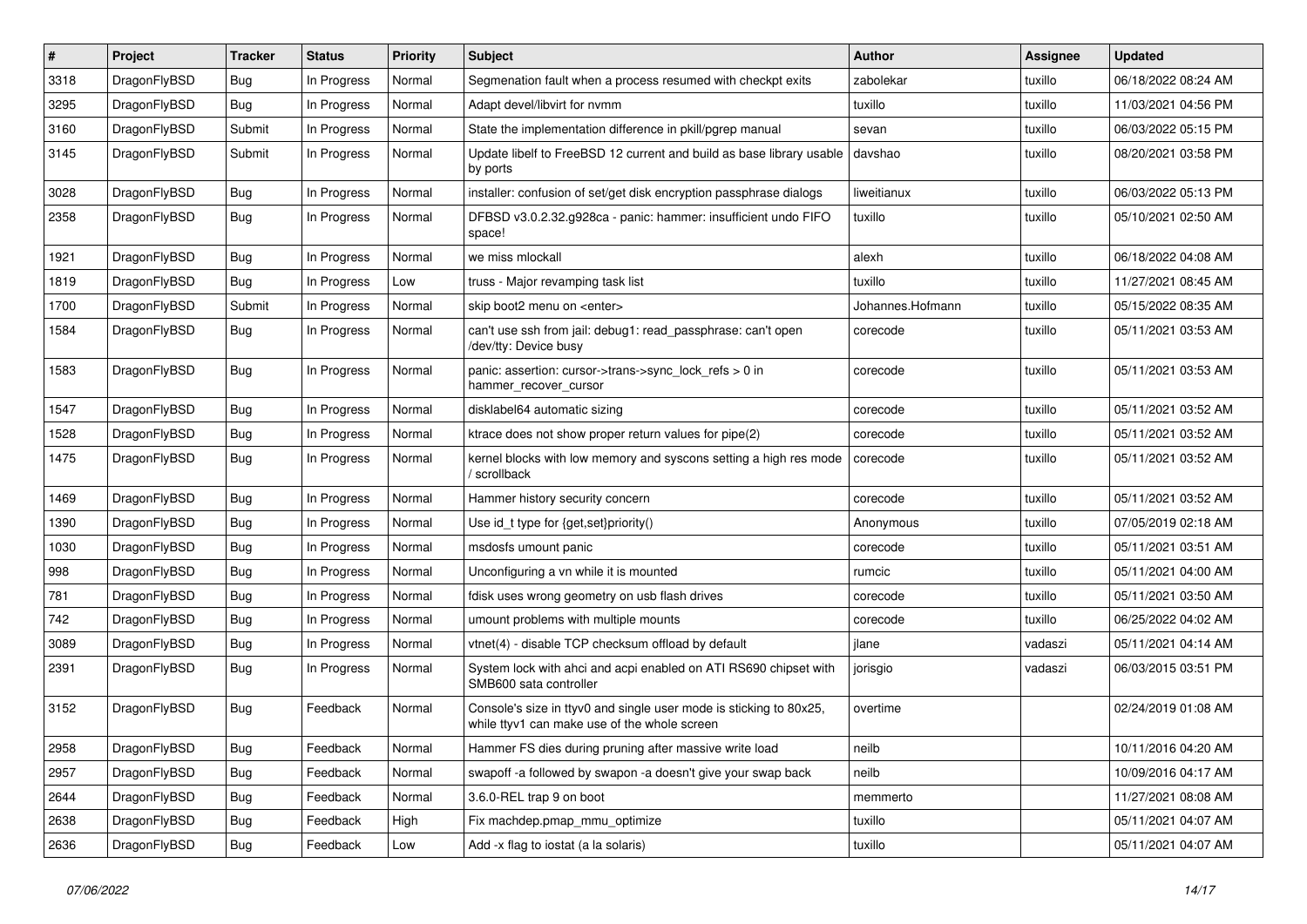| # | Project | Tracker | Status | Priority | Subject | Author | Assignee | Updated |
|---|---|---|---|---|---|---|---|---|
| 3318 | DragonFlyBSD | Bug | In Progress | Normal | Segmenation fault when a process resumed with checkpt exits | zabolekar | tuxillo | 06/18/2022 08:24 AM |
| 3295 | DragonFlyBSD | Bug | In Progress | Normal | Adapt devel/libvirt for nvmm | tuxillo | tuxillo | 11/03/2021 04:56 PM |
| 3160 | DragonFlyBSD | Submit | In Progress | Normal | State the implementation difference in pkill/pgrep manual | sevan | tuxillo | 06/03/2022 05:15 PM |
| 3145 | DragonFlyBSD | Submit | In Progress | Normal | Update libelf to FreeBSD 12 current and build as base library usable by ports | davshao | tuxillo | 08/20/2021 03:58 PM |
| 3028 | DragonFlyBSD | Bug | In Progress | Normal | installer: confusion of set/get disk encryption passphrase dialogs | liweitianux | tuxillo | 06/03/2022 05:13 PM |
| 2358 | DragonFlyBSD | Bug | In Progress | Normal | DFBSD v3.0.2.32.g928ca - panic: hammer: insufficient undo FIFO space! | tuxillo | tuxillo | 05/10/2021 02:50 AM |
| 1921 | DragonFlyBSD | Bug | In Progress | Normal | we miss mlockall | alexh | tuxillo | 06/18/2022 04:08 AM |
| 1819 | DragonFlyBSD | Bug | In Progress | Low | truss - Major revamping task list | tuxillo | tuxillo | 11/27/2021 08:45 AM |
| 1700 | DragonFlyBSD | Submit | In Progress | Normal | skip boot2 menu on <enter> | Johannes.Hofmann | tuxillo | 05/15/2022 08:35 AM |
| 1584 | DragonFlyBSD | Bug | In Progress | Normal | can't use ssh from jail: debug1: read_passphrase: can't open /dev/tty: Device busy | corecode | tuxillo | 05/11/2021 03:53 AM |
| 1583 | DragonFlyBSD | Bug | In Progress | Normal | panic: assertion: cursor->trans->sync_lock_refs > 0 in hammer_recover_cursor | corecode | tuxillo | 05/11/2021 03:53 AM |
| 1547 | DragonFlyBSD | Bug | In Progress | Normal | disklabel64 automatic sizing | corecode | tuxillo | 05/11/2021 03:52 AM |
| 1528 | DragonFlyBSD | Bug | In Progress | Normal | ktrace does not show proper return values for pipe(2) | corecode | tuxillo | 05/11/2021 03:52 AM |
| 1475 | DragonFlyBSD | Bug | In Progress | Normal | kernel blocks with low memory and syscons setting a high res mode / scrollback | corecode | tuxillo | 05/11/2021 03:52 AM |
| 1469 | DragonFlyBSD | Bug | In Progress | Normal | Hammer history security concern | corecode | tuxillo | 05/11/2021 03:52 AM |
| 1390 | DragonFlyBSD | Bug | In Progress | Normal | Use id_t type for {get,set}priority() | Anonymous | tuxillo | 07/05/2019 02:18 AM |
| 1030 | DragonFlyBSD | Bug | In Progress | Normal | msdosfs umount panic | corecode | tuxillo | 05/11/2021 03:51 AM |
| 998 | DragonFlyBSD | Bug | In Progress | Normal | Unconfiguring a vn while it is mounted | rumcic | tuxillo | 05/11/2021 04:00 AM |
| 781 | DragonFlyBSD | Bug | In Progress | Normal | fdisk uses wrong geometry on usb flash drives | corecode | tuxillo | 05/11/2021 03:50 AM |
| 742 | DragonFlyBSD | Bug | In Progress | Normal | umount problems with multiple mounts | corecode | tuxillo | 06/25/2022 04:02 AM |
| 3089 | DragonFlyBSD | Bug | In Progress | Normal | vtnet(4) - disable TCP checksum offload by default | jlane | vadaszi | 05/11/2021 04:14 AM |
| 2391 | DragonFlyBSD | Bug | In Progress | Normal | System lock with ahci and acpi enabled on ATI RS690 chipset with SMB600 sata controller | jorisgio | vadaszi | 06/03/2015 03:51 PM |
| 3152 | DragonFlyBSD | Bug | Feedback | Normal | Console's size in ttyv0 and single user mode is sticking to 80x25, while ttyv1 can make use of the whole screen | overtime | | 02/24/2019 01:08 AM |
| 2958 | DragonFlyBSD | Bug | Feedback | Normal | Hammer FS dies during pruning after massive write load | neilb | | 10/11/2016 04:20 AM |
| 2957 | DragonFlyBSD | Bug | Feedback | Normal | swapoff -a followed by swapon -a doesn't give your swap back | neilb | | 10/09/2016 04:17 AM |
| 2644 | DragonFlyBSD | Bug | Feedback | Normal | 3.6.0-REL trap 9 on boot | memmerto | | 11/27/2021 08:08 AM |
| 2638 | DragonFlyBSD | Bug | Feedback | High | Fix machdep.pmap_mmu_optimize | tuxillo | | 05/11/2021 04:07 AM |
| 2636 | DragonFlyBSD | Bug | Feedback | Low | Add -x flag to iostat (a la solaris) | tuxillo | | 05/11/2021 04:07 AM |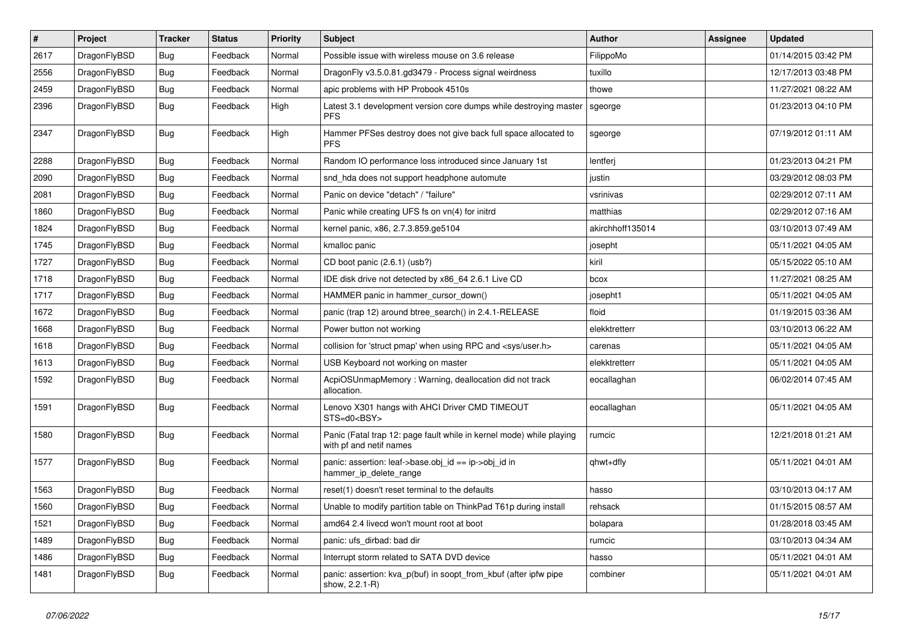| # | Project | Tracker | Status | Priority | Subject | Author | Assignee | Updated |
| --- | --- | --- | --- | --- | --- | --- | --- | --- |
| 2617 | DragonFlyBSD | Bug | Feedback | Normal | Possible issue with wireless mouse on 3.6 release | FilippoMo | | 01/14/2015 03:42 PM |
| 2556 | DragonFlyBSD | Bug | Feedback | Normal | DragonFly v3.5.0.81.gd3479 - Process signal weirdness | tuxillo | | 12/17/2013 03:48 PM |
| 2459 | DragonFlyBSD | Bug | Feedback | Normal | apic problems with HP Probook 4510s | thowe | | 11/27/2021 08:22 AM |
| 2396 | DragonFlyBSD | Bug | Feedback | High | Latest 3.1 development version core dumps while destroying master PFS | sgeorge | | 01/23/2013 04:10 PM |
| 2347 | DragonFlyBSD | Bug | Feedback | High | Hammer PFSes destroy does not give back full space allocated to PFS | sgeorge | | 07/19/2012 01:11 AM |
| 2288 | DragonFlyBSD | Bug | Feedback | Normal | Random IO performance loss introduced since January 1st | lentferj | | 01/23/2013 04:21 PM |
| 2090 | DragonFlyBSD | Bug | Feedback | Normal | snd_hda does not support headphone automute | justin | | 03/29/2012 08:03 PM |
| 2081 | DragonFlyBSD | Bug | Feedback | Normal | Panic on device "detach" / "failure" | vsrinivas | | 02/29/2012 07:11 AM |
| 1860 | DragonFlyBSD | Bug | Feedback | Normal | Panic while creating UFS fs on vn(4) for initrd | matthias | | 02/29/2012 07:16 AM |
| 1824 | DragonFlyBSD | Bug | Feedback | Normal | kernel panic, x86, 2.7.3.859.ge5104 | akirchhoff135014 | | 03/10/2013 07:49 AM |
| 1745 | DragonFlyBSD | Bug | Feedback | Normal | kmalloc panic | josepht | | 05/11/2021 04:05 AM |
| 1727 | DragonFlyBSD | Bug | Feedback | Normal | CD boot panic (2.6.1) (usb?) | kiril | | 05/15/2022 05:10 AM |
| 1718 | DragonFlyBSD | Bug | Feedback | Normal | IDE disk drive not detected by x86_64 2.6.1 Live CD | bcox | | 11/27/2021 08:25 AM |
| 1717 | DragonFlyBSD | Bug | Feedback | Normal | HAMMER panic in hammer_cursor_down() | josepht1 | | 05/11/2021 04:05 AM |
| 1672 | DragonFlyBSD | Bug | Feedback | Normal | panic (trap 12) around btree_search() in 2.4.1-RELEASE | floid | | 01/19/2015 03:36 AM |
| 1668 | DragonFlyBSD | Bug | Feedback | Normal | Power button not working | elekktretterr | | 03/10/2013 06:22 AM |
| 1618 | DragonFlyBSD | Bug | Feedback | Normal | collision for 'struct pmap' when using RPC and <sys/user.h> | carenas | | 05/11/2021 04:05 AM |
| 1613 | DragonFlyBSD | Bug | Feedback | Normal | USB Keyboard not working on master | elekktretterr | | 05/11/2021 04:05 AM |
| 1592 | DragonFlyBSD | Bug | Feedback | Normal | AcpiOSUnmapMemory : Warning, deallocation did not track allocation. | eocallaghan | | 06/02/2014 07:45 AM |
| 1591 | DragonFlyBSD | Bug | Feedback | Normal | Lenovo X301 hangs with AHCI Driver CMD TIMEOUT STS=d0<BSY> | eocallaghan | | 05/11/2021 04:05 AM |
| 1580 | DragonFlyBSD | Bug | Feedback | Normal | Panic (Fatal trap 12: page fault while in kernel mode) while playing with pf and netif names | rumcic | | 12/21/2018 01:21 AM |
| 1577 | DragonFlyBSD | Bug | Feedback | Normal | panic: assertion: leaf->base.obj_id == ip->obj_id in hammer_ip_delete_range | qhwt+dfly | | 05/11/2021 04:01 AM |
| 1563 | DragonFlyBSD | Bug | Feedback | Normal | reset(1) doesn't reset terminal to the defaults | hasso | | 03/10/2013 04:17 AM |
| 1560 | DragonFlyBSD | Bug | Feedback | Normal | Unable to modify partition table on ThinkPad T61p during install | rehsack | | 01/15/2015 08:57 AM |
| 1521 | DragonFlyBSD | Bug | Feedback | Normal | amd64 2.4 livecd won't mount root at boot | bolapara | | 01/28/2018 03:45 AM |
| 1489 | DragonFlyBSD | Bug | Feedback | Normal | panic: ufs_dirbad: bad dir | rumcic | | 03/10/2013 04:34 AM |
| 1486 | DragonFlyBSD | Bug | Feedback | Normal | Interrupt storm related to SATA DVD device | hasso | | 05/11/2021 04:01 AM |
| 1481 | DragonFlyBSD | Bug | Feedback | Normal | panic: assertion: kva_p(buf) in soopt_from_kbuf (after ipfw pipe show, 2.2.1-R) | combiner | | 05/11/2021 04:01 AM |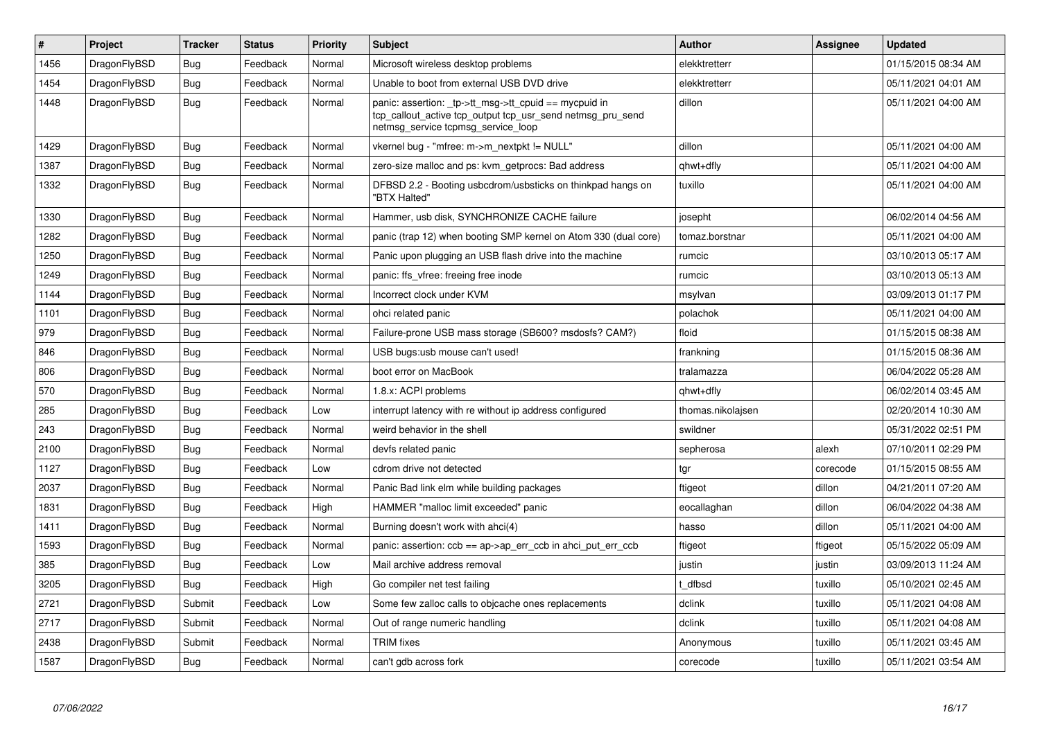| # | Project | Tracker | Status | Priority | Subject | Author | Assignee | Updated |
|---|---|---|---|---|---|---|---|---|
| 1456 | DragonFlyBSD | Bug | Feedback | Normal | Microsoft wireless desktop problems | elekktretterr | | 01/15/2015 08:34 AM |
| 1454 | DragonFlyBSD | Bug | Feedback | Normal | Unable to boot from external USB DVD drive | elekktretterr | | 05/11/2021 04:01 AM |
| 1448 | DragonFlyBSD | Bug | Feedback | Normal | panic: assertion: _tp->tt_msg->tt_cpuid == mycpuid in tcp_callout_active tcp_output tcp_usr_send netmsg_pru_send netmsg_service tcpmsg_service_loop | dillon | | 05/11/2021 04:00 AM |
| 1429 | DragonFlyBSD | Bug | Feedback | Normal | vkernel bug - "mfree: m->m_nextpkt != NULL" | dillon | | 05/11/2021 04:00 AM |
| 1387 | DragonFlyBSD | Bug | Feedback | Normal | zero-size malloc and ps: kvm_getprocs: Bad address | qhwt+dfly | | 05/11/2021 04:00 AM |
| 1332 | DragonFlyBSD | Bug | Feedback | Normal | DFBSD 2.2 - Booting usbcdrom/usbsticks on thinkpad hangs on "BTX Halted" | tuxillo | | 05/11/2021 04:00 AM |
| 1330 | DragonFlyBSD | Bug | Feedback | Normal | Hammer, usb disk, SYNCHRONIZE CACHE failure | josepht | | 06/02/2014 04:56 AM |
| 1282 | DragonFlyBSD | Bug | Feedback | Normal | panic (trap 12) when booting SMP kernel on Atom 330 (dual core) | tomaz.borstnar | | 05/11/2021 04:00 AM |
| 1250 | DragonFlyBSD | Bug | Feedback | Normal | Panic upon plugging an USB flash drive into the machine | rumcic | | 03/10/2013 05:17 AM |
| 1249 | DragonFlyBSD | Bug | Feedback | Normal | panic: ffs_vfree: freeing free inode | rumcic | | 03/10/2013 05:13 AM |
| 1144 | DragonFlyBSD | Bug | Feedback | Normal | Incorrect clock under KVM | msylvan | | 03/09/2013 01:17 PM |
| 1101 | DragonFlyBSD | Bug | Feedback | Normal | ohci related panic | polachok | | 05/11/2021 04:00 AM |
| 979 | DragonFlyBSD | Bug | Feedback | Normal | Failure-prone USB mass storage (SB600? msdosfs? CAM?) | floid | | 01/15/2015 08:38 AM |
| 846 | DragonFlyBSD | Bug | Feedback | Normal | USB bugs:usb mouse can't used! | frankning | | 01/15/2015 08:36 AM |
| 806 | DragonFlyBSD | Bug | Feedback | Normal | boot error on MacBook | tralamazza | | 06/04/2022 05:28 AM |
| 570 | DragonFlyBSD | Bug | Feedback | Normal | 1.8.x: ACPI problems | qhwt+dfly | | 06/02/2014 03:45 AM |
| 285 | DragonFlyBSD | Bug | Feedback | Low | interrupt latency with re without ip address configured | thomas.nikolajsen | | 02/20/2014 10:30 AM |
| 243 | DragonFlyBSD | Bug | Feedback | Normal | weird behavior in the shell | swildner | | 05/31/2022 02:51 PM |
| 2100 | DragonFlyBSD | Bug | Feedback | Normal | devfs related panic | sepherosa | alexh | 07/10/2011 02:29 PM |
| 1127 | DragonFlyBSD | Bug | Feedback | Low | cdrom drive not detected | tgr | corecode | 01/15/2015 08:55 AM |
| 2037 | DragonFlyBSD | Bug | Feedback | Normal | Panic Bad link elm while building packages | ftigeot | dillon | 04/21/2011 07:20 AM |
| 1831 | DragonFlyBSD | Bug | Feedback | High | HAMMER "malloc limit exceeded" panic | eocallaghan | dillon | 06/04/2022 04:38 AM |
| 1411 | DragonFlyBSD | Bug | Feedback | Normal | Burning doesn't work with ahci(4) | hasso | dillon | 05/11/2021 04:00 AM |
| 1593 | DragonFlyBSD | Bug | Feedback | Normal | panic: assertion: ccb == ap->ap_err_ccb in ahci_put_err_ccb | ftigeot | ftigeot | 05/15/2022 05:09 AM |
| 385 | DragonFlyBSD | Bug | Feedback | Low | Mail archive address removal | justin | justin | 03/09/2013 11:24 AM |
| 3205 | DragonFlyBSD | Bug | Feedback | High | Go compiler net test failing | t_dfbsd | tuxillo | 05/10/2021 02:45 AM |
| 2721 | DragonFlyBSD | Submit | Feedback | Low | Some few zalloc calls to objcache ones replacements | dclink | tuxillo | 05/11/2021 04:08 AM |
| 2717 | DragonFlyBSD | Submit | Feedback | Normal | Out of range numeric handling | dclink | tuxillo | 05/11/2021 04:08 AM |
| 2438 | DragonFlyBSD | Submit | Feedback | Normal | TRIM fixes | Anonymous | tuxillo | 05/11/2021 03:45 AM |
| 1587 | DragonFlyBSD | Bug | Feedback | Normal | can't gdb across fork | corecode | tuxillo | 05/11/2021 03:54 AM |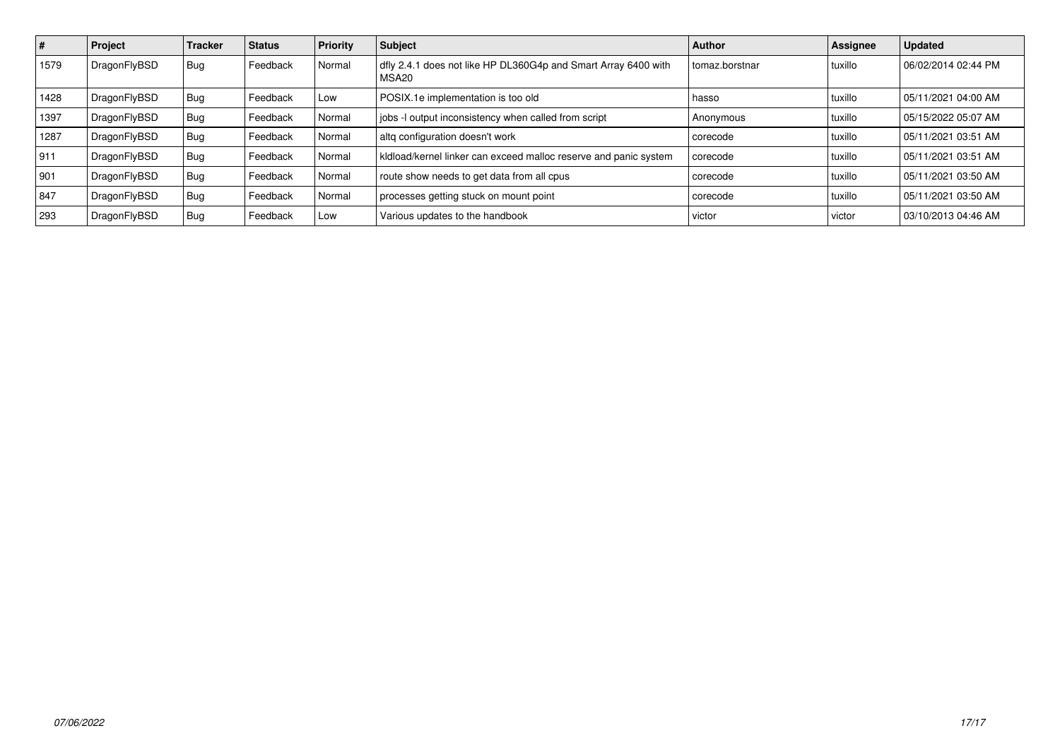| # | Project | Tracker | Status | Priority | Subject | Author | Assignee | Updated |
|---|---|---|---|---|---|---|---|---|
| 1579 | DragonFlyBSD | Bug | Feedback | Normal | dfly 2.4.1 does not like HP DL360G4p and Smart Array 6400 with MSA20 | tomaz.borstnar | tuxillo | 06/02/2014 02:44 PM |
| 1428 | DragonFlyBSD | Bug | Feedback | Low | POSIX.1e implementation is too old | hasso | tuxillo | 05/11/2021 04:00 AM |
| 1397 | DragonFlyBSD | Bug | Feedback | Normal | jobs -l output inconsistency when called from script | Anonymous | tuxillo | 05/15/2022 05:07 AM |
| 1287 | DragonFlyBSD | Bug | Feedback | Normal | altq configuration doesn't work | corecode | tuxillo | 05/11/2021 03:51 AM |
| 911 | DragonFlyBSD | Bug | Feedback | Normal | kldload/kernel linker can exceed malloc reserve and panic system | corecode | tuxillo | 05/11/2021 03:51 AM |
| 901 | DragonFlyBSD | Bug | Feedback | Normal | route show needs to get data from all cpus | corecode | tuxillo | 05/11/2021 03:50 AM |
| 847 | DragonFlyBSD | Bug | Feedback | Normal | processes getting stuck on mount point | corecode | tuxillo | 05/11/2021 03:50 AM |
| 293 | DragonFlyBSD | Bug | Feedback | Low | Various updates to the handbook | victor | victor | 03/10/2013 04:46 AM |